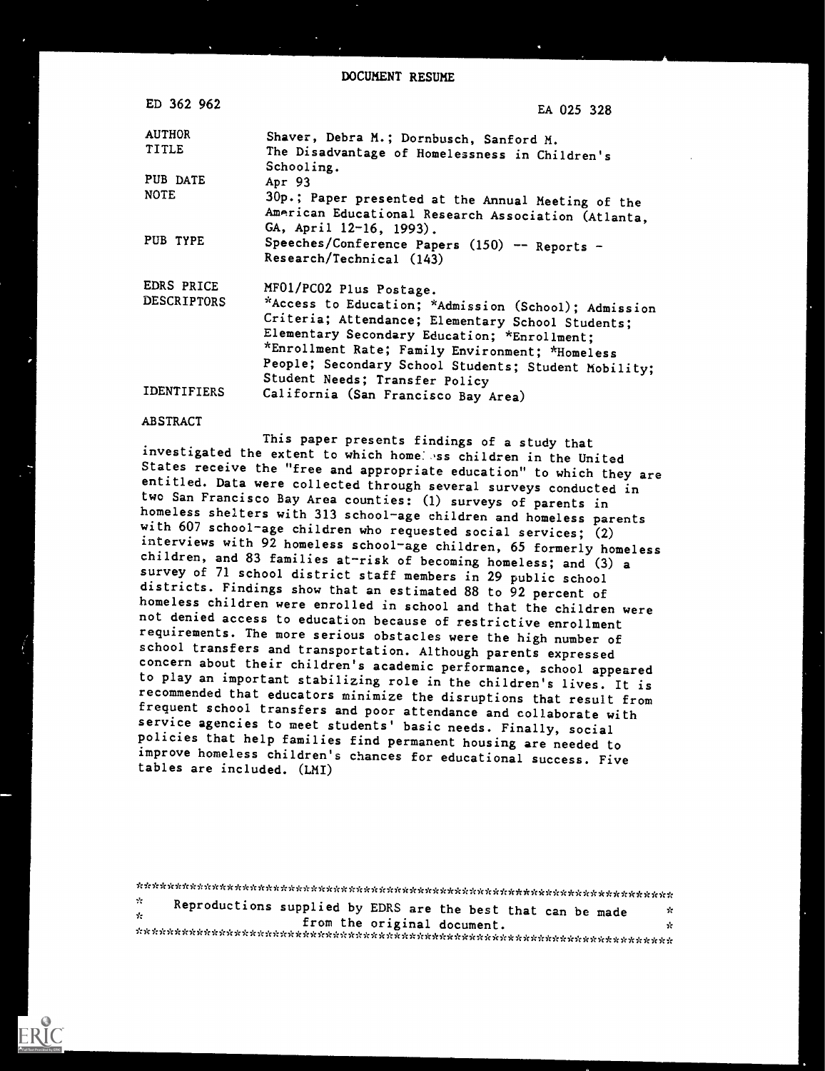DOCUMENT RESUME

| | |
|---|---|
| ED 362 962 | EA 025 328 |
| AUTHOR | Shaver, Debra M.; Dornbusch, Sanford M. |
| TITLE | The Disadvantage of Homelessness in Children's Schooling. |
| PUB DATE | Apr 93 |
| NOTE | 30p.; Paper presented at the Annual Meeting of the American Educational Research Association (Atlanta, GA, April 12-16, 1993). |
| PUB TYPE | Speeches/Conference Papers (150) -- Reports - Research/Technical (143) |
| EDRS PRICE | MF01/PC02 Plus Postage. |
| DESCRIPTORS | *Access to Education; *Admission (School); Admission Criteria; Attendance; Elementary School Students; Elementary Secondary Education; *Enrollment; *Enrollment Rate; Family Environment; *Homeless People; Secondary School Students; Student Mobility; Student Needs; Transfer Policy |
| IDENTIFIERS | California (San Francisco Bay Area) |

ABSTRACT

This paper presents findings of a study that investigated the extent to which homeless children in the United States receive the "free and appropriate education" to which they are entitled. Data were collected through several surveys conducted in two San Francisco Bay Area counties: (1) surveys of parents in homeless shelters with 313 school-age children and homeless parents with 607 school-age children who requested social services; (2) interviews with 92 homeless school-age children, 65 formerly homeless children, and 83 families at-risk of becoming homeless; and (3) a survey of 71 school district staff members in 29 public school districts. Findings show that an estimated 88 to 92 percent of homeless children were enrolled in school and that the children were not denied access to education because of restrictive enrollment requirements. The more serious obstacles were the high number of school transfers and transportation. Although parents expressed concern about their children's academic performance, school appeared to play an important stabilizing role in the children's lives. It is recommended that educators minimize the disruptions that result from frequent school transfers and poor attendance and collaborate with service agencies to meet students' basic needs. Finally, social policies that help families find permanent housing are needed to improve homeless children's chances for educational success. Five tables are included. (LMI)

***********************************************************************
* Reproductions supplied by EDRS are the best that can be made *
* from the original document. *
***********************************************************************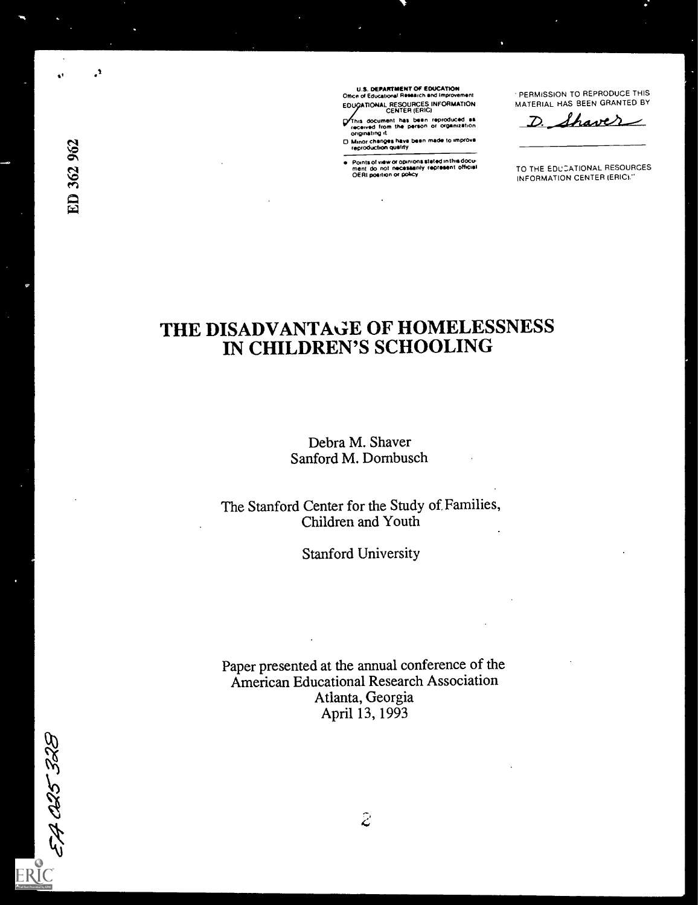ED 362 962

U.S. DEPARTMENT OF EDUCATION
Office of Educational Research and Improvement
EDUCATIONAL RESOURCES INFORMATION CENTER (ERIC)

This document has been reproduced as received from the person or organization originating it.

Minor changes have been made to improve reproduction quality.

Points of view or opinions stated in this document do not necessarily represent official OERI position or policy.

"PERMISSION TO REPRODUCE THIS MATERIAL HAS BEEN GRANTED BY

D. Shaver

TO THE EDUCATIONAL RESOURCES INFORMATION CENTER (ERIC)."

# THE DISADVANTAGE OF HOMELESSNESS IN CHILDREN'S SCHOOLING

Debra M. Shaver
Sanford M. Dornbusch

The Stanford Center for the Study of Families, Children and Youth

Stanford University

Paper presented at the annual conference of the American Educational Research Association
Atlanta, Georgia
April 13, 1993

EA 025 328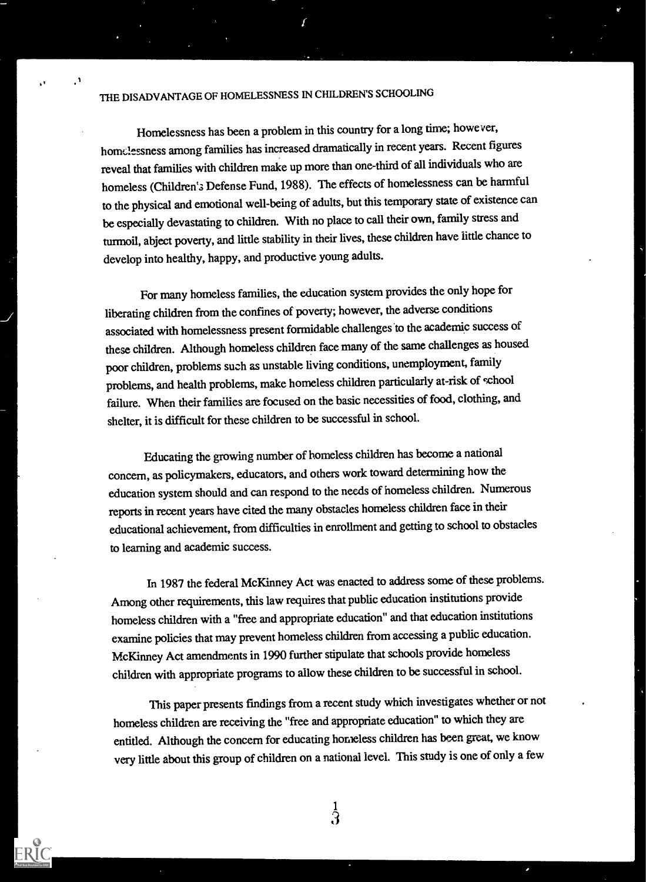# THE DISADVANTAGE OF HOMELESSNESS IN CHILDREN'S SCHOOLING

Homelessness has been a problem in this country for a long time; however, homelessness among families has increased dramatically in recent years. Recent figures reveal that families with children make up more than one-third of all individuals who are homeless (Children's Defense Fund, 1988). The effects of homelessness can be harmful to the physical and emotional well-being of adults, but this temporary state of existence can be especially devastating to children. With no place to call their own, family stress and turmoil, abject poverty, and little stability in their lives, these children have little chance to develop into healthy, happy, and productive young adults.

For many homeless families, the education system provides the only hope for liberating children from the confines of poverty; however, the adverse conditions associated with homelessness present formidable challenges to the academic success of these children. Although homeless children face many of the same challenges as housed poor children, problems such as unstable living conditions, unemployment, family problems, and health problems, make homeless children particularly at-risk of school failure. When their families are focused on the basic necessities of food, clothing, and shelter, it is difficult for these children to be successful in school.

Educating the growing number of homeless children has become a national concern, as policymakers, educators, and others work toward determining how the education system should and can respond to the needs of homeless children. Numerous reports in recent years have cited the many obstacles homeless children face in their educational achievement, from difficulties in enrollment and getting to school to obstacles to learning and academic success.

In 1987 the federal McKinney Act was enacted to address some of these problems. Among other requirements, this law requires that public education institutions provide homeless children with a "free and appropriate education" and that education institutions examine policies that may prevent homeless children from accessing a public education. McKinney Act amendments in 1990 further stipulate that schools provide homeless children with appropriate programs to allow these children to be successful in school.

This paper presents findings from a recent study which investigates whether or not homeless children are receiving the "free and appropriate education" to which they are entitled. Although the concern for educating homeless children has been great, we know very little about this group of children on a national level. This study is one of only a few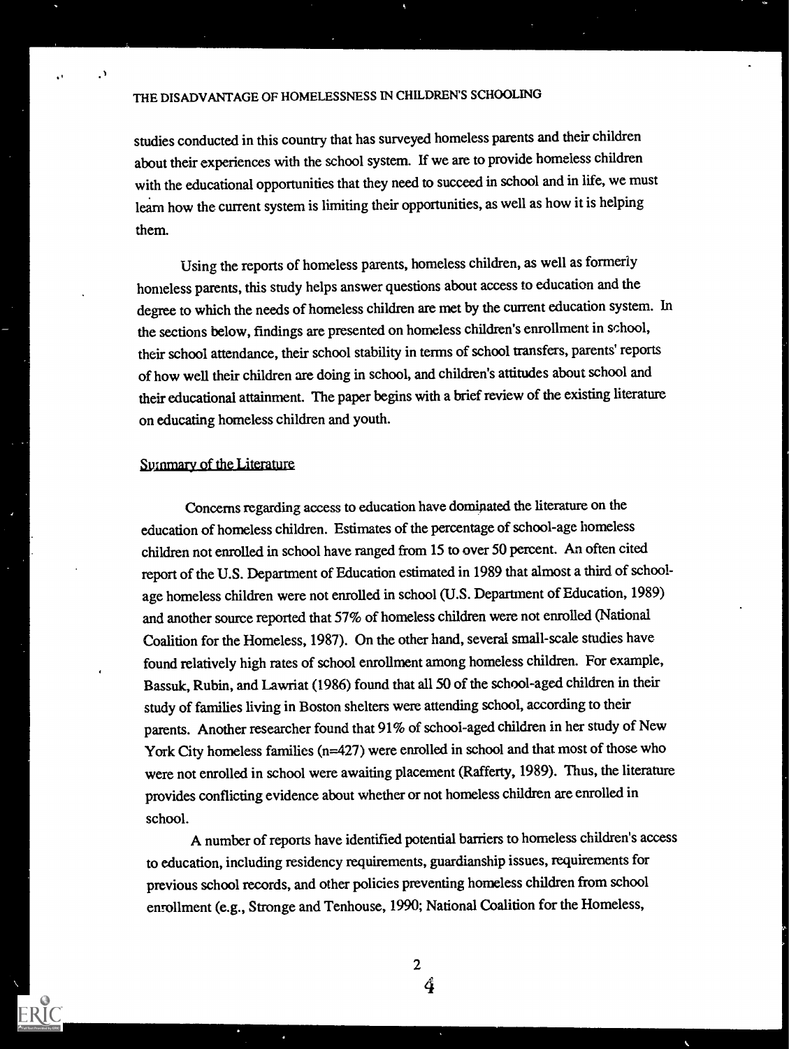studies conducted in this country that has surveyed homeless parents and their children about their experiences with the school system. If we are to provide homeless children with the educational opportunities that they need to succeed in school and in life, we must learn how the current system is limiting their opportunities, as well as how it is helping them.

Using the reports of homeless parents, homeless children, as well as formerly homeless parents, this study helps answer questions about access to education and the degree to which the needs of homeless children are met by the current education system. In the sections below, findings are presented on homeless children's enrollment in school, their school attendance, their school stability in terms of school transfers, parents' reports of how well their children are doing in school, and children's attitudes about school and their educational attainment. The paper begins with a brief review of the existing literature on educating homeless children and youth.

## Summary of the Literature

Concerns regarding access to education have dominated the literature on the education of homeless children. Estimates of the percentage of school-age homeless children not enrolled in school have ranged from 15 to over 50 percent. An often cited report of the U.S. Department of Education estimated in 1989 that almost a third of school-age homeless children were not enrolled in school (U.S. Department of Education, 1989) and another source reported that 57% of homeless children were not enrolled (National Coalition for the Homeless, 1987). On the other hand, several small-scale studies have found relatively high rates of school enrollment among homeless children. For example, Bassuk, Rubin, and Lawriat (1986) found that all 50 of the school-aged children in their study of families living in Boston shelters were attending school, according to their parents. Another researcher found that 91% of school-aged children in her study of New York City homeless families (n=427) were enrolled in school and that most of those who were not enrolled in school were awaiting placement (Rafferty, 1989). Thus, the literature provides conflicting evidence about whether or not homeless children are enrolled in school.

A number of reports have identified potential barriers to homeless children's access to education, including residency requirements, guardianship issues, requirements for previous school records, and other policies preventing homeless children from school enrollment (e.g., Stronge and Tenhouse, 1990; National Coalition for the Homeless,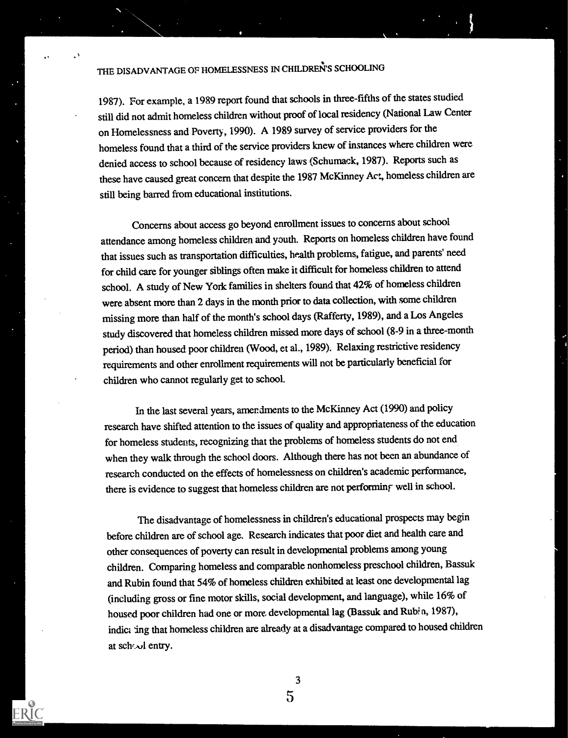1987). For example, a 1989 report found that schools in three-fifths of the states studied still did not admit homeless children without proof of local residency (National Law Center on Homelessness and Poverty, 1990). A 1989 survey of service providers for the homeless found that a third of the service providers knew of instances where children were denied access to school because of residency laws (Schumack, 1987). Reports such as these have caused great concern that despite the 1987 McKinney Act, homeless children are still being barred from educational institutions.

Concerns about access go beyond enrollment issues to concerns about school attendance among homeless children and youth. Reports on homeless children have found that issues such as transportation difficulties, health problems, fatigue, and parents' need for child care for younger siblings often make it difficult for homeless children to attend school. A study of New York families in shelters found that 42% of homeless children were absent more than 2 days in the month prior to data collection, with some children missing more than half of the month's school days (Rafferty, 1989), and a Los Angeles study discovered that homeless children missed more days of school (8-9 in a three-month period) than housed poor children (Wood, et al., 1989). Relaxing restrictive residency requirements and other enrollment requirements will not be particularly beneficial for children who cannot regularly get to school.

In the last several years, amendments to the McKinney Act (1990) and policy research have shifted attention to the issues of quality and appropriateness of the education for homeless students, recognizing that the problems of homeless students do not end when they walk through the school doors. Although there has not been an abundance of research conducted on the effects of homelessness on children's academic performance, there is evidence to suggest that homeless children are not performing well in school.

The disadvantage of homelessness in children's educational prospects may begin before children are of school age. Research indicates that poor diet and health care and other consequences of poverty can result in developmental problems among young children. Comparing homeless and comparable nonhomeless preschool children, Bassuk and Rubin found that 54% of homeless children exhibited at least one developmental lag (including gross or fine motor skills, social development, and language), while 16% of housed poor children had one or more developmental lag (Bassuk and Rubin, 1987), indicating that homeless children are already at a disadvantage compared to housed children at school entry.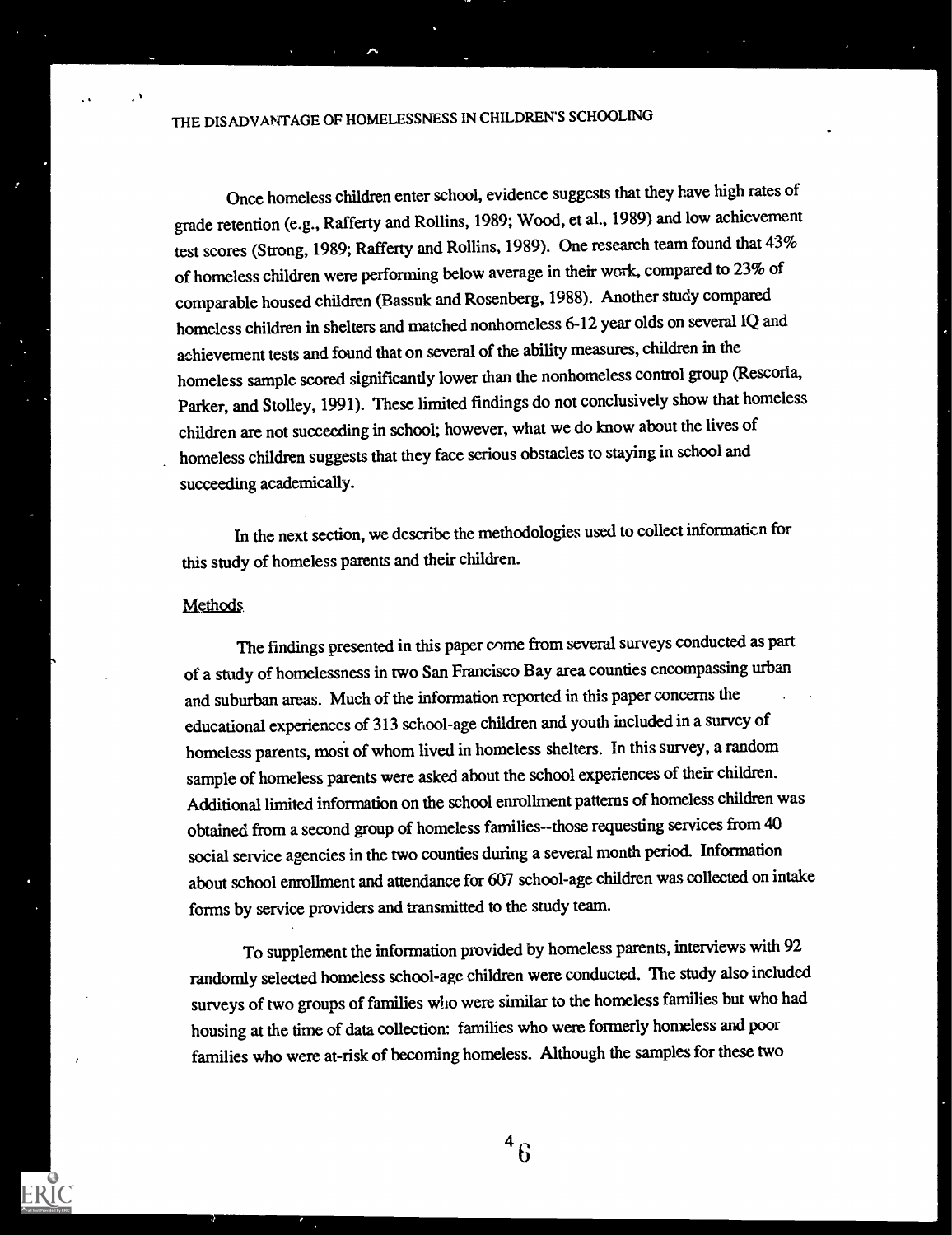Once homeless children enter school, evidence suggests that they have high rates of grade retention (e.g., Rafferty and Rollins, 1989; Wood, et al., 1989) and low achievement test scores (Strong, 1989; Rafferty and Rollins, 1989). One research team found that 43% of homeless children were performing below average in their work, compared to 23% of comparable housed children (Bassuk and Rosenberg, 1988). Another study compared homeless children in shelters and matched nonhomeless 6-12 year olds on several IQ and achievement tests and found that on several of the ability measures, children in the homeless sample scored significantly lower than the nonhomeless control group (Rescorla, Parker, and Stolley, 1991). These limited findings do not conclusively show that homeless children are not succeeding in school; however, what we do know about the lives of homeless children suggests that they face serious obstacles to staying in school and succeeding academically.

In the next section, we describe the methodologies used to collect information for this study of homeless parents and their children.

Methods

The findings presented in this paper come from several surveys conducted as part of a study of homelessness in two San Francisco Bay area counties encompassing urban and suburban areas. Much of the information reported in this paper concerns the educational experiences of 313 school-age children and youth included in a survey of homeless parents, most of whom lived in homeless shelters. In this survey, a random sample of homeless parents were asked about the school experiences of their children. Additional limited information on the school enrollment patterns of homeless children was obtained from a second group of homeless families--those requesting services from 40 social service agencies in the two counties during a several month period. Information about school enrollment and attendance for 607 school-age children was collected on intake forms by service providers and transmitted to the study team.

To supplement the information provided by homeless parents, interviews with 92 randomly selected homeless school-age children were conducted. The study also included surveys of two groups of families who were similar to the homeless families but who had housing at the time of data collection: families who were formerly homeless and poor families who were at-risk of becoming homeless. Although the samples for these two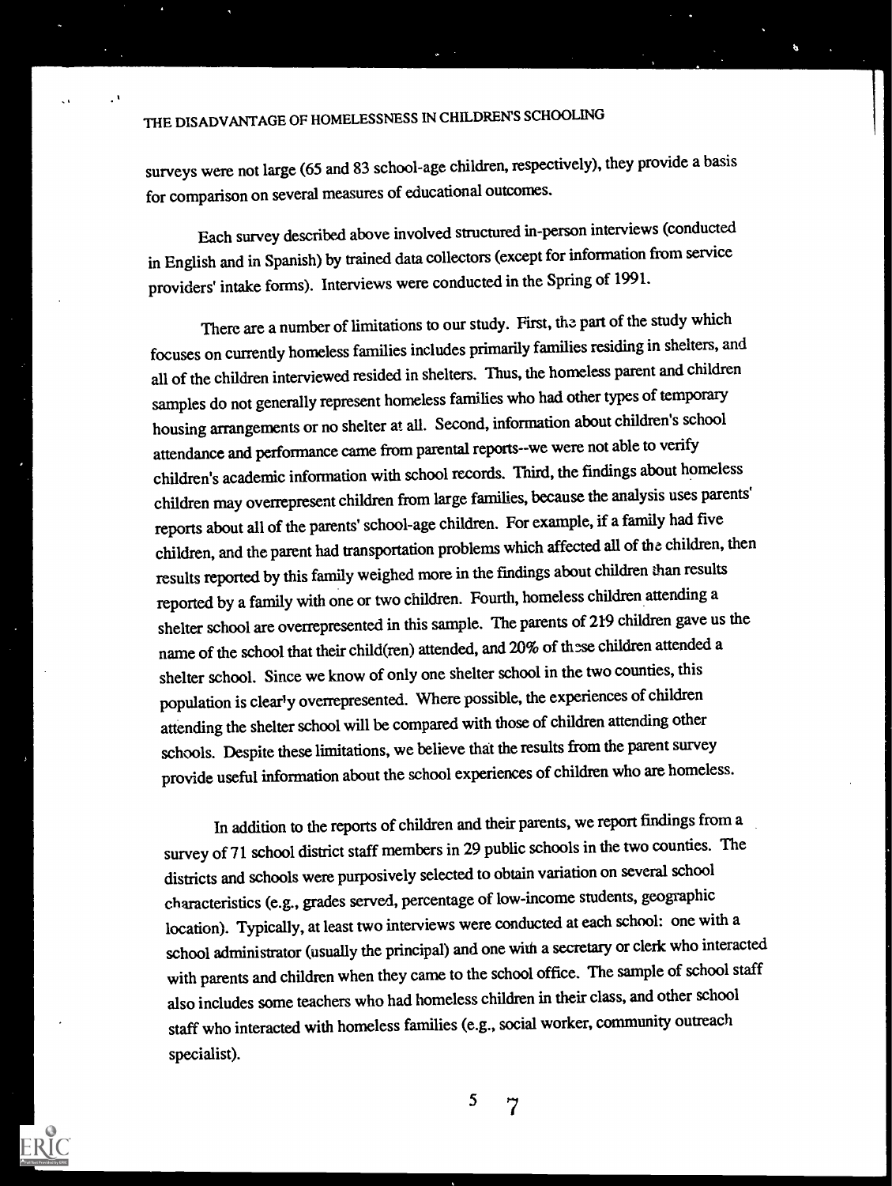surveys were not large (65 and 83 school-age children, respectively), they provide a basis for comparison on several measures of educational outcomes.

Each survey described above involved structured in-person interviews (conducted in English and in Spanish) by trained data collectors (except for information from service providers' intake forms). Interviews were conducted in the Spring of 1991.

There are a number of limitations to our study. First, the part of the study which focuses on currently homeless families includes primarily families residing in shelters, and all of the children interviewed resided in shelters. Thus, the homeless parent and children samples do not generally represent homeless families who had other types of temporary housing arrangements or no shelter at all. Second, information about children's school attendance and performance came from parental reports--we were not able to verify children's academic information with school records. Third, the findings about homeless children may overrepresent children from large families, because the analysis uses parents' reports about all of the parents' school-age children. For example, if a family had five children, and the parent had transportation problems which affected all of the children, then results reported by this family weighed more in the findings about children than results reported by a family with one or two children. Fourth, homeless children attending a shelter school are overrepresented in this sample. The parents of 219 children gave us the name of the school that their child(ren) attended, and 20% of these children attended a shelter school. Since we know of only one shelter school in the two counties, this population is clearly overrepresented. Where possible, the experiences of children attending the shelter school will be compared with those of children attending other schools. Despite these limitations, we believe that the results from the parent survey provide useful information about the school experiences of children who are homeless.

In addition to the reports of children and their parents, we report findings from a survey of 71 school district staff members in 29 public schools in the two counties. The districts and schools were purposively selected to obtain variation on several school characteristics (e.g., grades served, percentage of low-income students, geographic location). Typically, at least two interviews were conducted at each school: one with a school administrator (usually the principal) and one with a secretary or clerk who interacted with parents and children when they came to the school office. The sample of school staff also includes some teachers who had homeless children in their class, and other school staff who interacted with homeless families (e.g., social worker, community outreach specialist).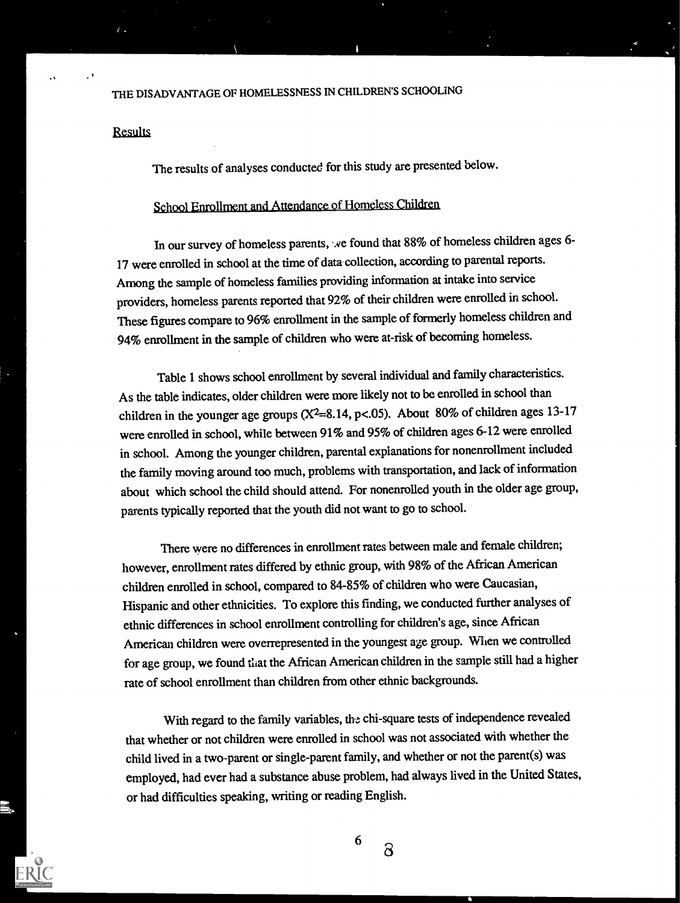## Results

The results of analyses conducted for this study are presented below.

### School Enrollment and Attendance of Homeless Children

In our survey of homeless parents, we found that 88% of homeless children ages 6-17 were enrolled in school at the time of data collection, according to parental reports. Among the sample of homeless families providing information at intake into service providers, homeless parents reported that 92% of their children were enrolled in school. These figures compare to 96% enrollment in the sample of formerly homeless children and 94% enrollment in the sample of children who were at-risk of becoming homeless.

Table 1 shows school enrollment by several individual and family characteristics. As the table indicates, older children were more likely not to be enrolled in school than children in the younger age groups ($X^2$=8.14, $p<.05$). About 80% of children ages 13-17 were enrolled in school, while between 91% and 95% of children ages 6-12 were enrolled in school. Among the younger children, parental explanations for nonenrollment included the family moving around too much, problems with transportation, and lack of information about which school the child should attend. For nonenrolled youth in the older age group, parents typically reported that the youth did not want to go to school.

There were no differences in enrollment rates between male and female children; however, enrollment rates differed by ethnic group, with 98% of the African American children enrolled in school, compared to 84-85% of children who were Caucasian, Hispanic and other ethnicities. To explore this finding, we conducted further analyses of ethnic differences in school enrollment controlling for children's age, since African American children were overrepresented in the youngest age group. When we controlled for age group, we found that the African American children in the sample still had a higher rate of school enrollment than children from other ethnic backgrounds.

With regard to the family variables, the chi-square tests of independence revealed that whether or not children were enrolled in school was not associated with whether the child lived in a two-parent or single-parent family, and whether or not the parent(s) was employed, had ever had a substance abuse problem, had always lived in the United States, or had difficulties speaking, writing or reading English.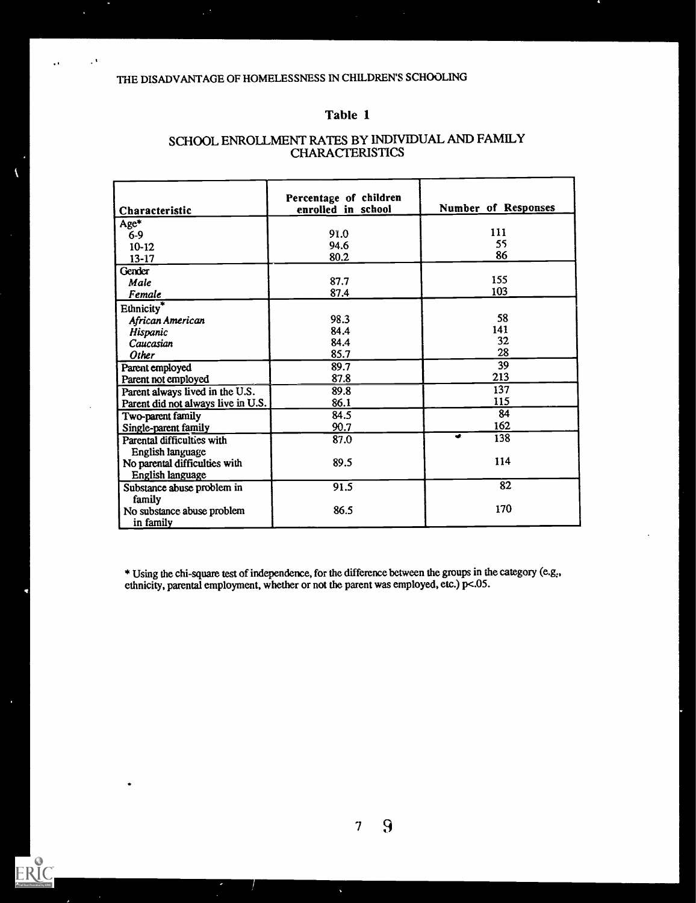THE DISADVANTAGE OF HOMELESSNESS IN CHILDREN'S SCHOOLING

## Table 1

### SCHOOL ENROLLMENT RATES BY INDIVIDUAL AND FAMILY CHARACTERISTICS

| Characteristic | Percentage of children enrolled in school | Number of Responses |
|---|---|---|
| Age* | | |
| 6-9 | 91.0 | 111 |
| 10-12 | 94.6 | 55 |
| 13-17 | 80.2 | 86 |
| Gender | | |
| *Male* | 87.7 | 155 |
| *Female* | 87.4 | 103 |
| Ethnicity* | | |
| *African American* | 98.3 | 58 |
| *Hispanic* | 84.4 | 141 |
| *Caucasian* | 84.4 | 32 |
| *Other* | 85.7 | 28 |
| Parent employed | 89.7 | 39 |
| Parent not employed | 87.8 | 213 |
| Parent always lived in the U.S. | 89.8 | 137 |
| Parent did not always live in U.S. | 86.1 | 115 |
| Two-parent family | 84.5 | 84 |
| Single-parent family | 90.7 | 162 |
| Parental difficulties with English language | 87.0 | 138 |
| No parental difficulties with English language | 89.5 | 114 |
| Substance abuse problem in family | 91.5 | 82 |
| No substance abuse problem in family | 86.5 | 170 |

* Using the chi-square test of independence, for the difference between the groups in the category (e.g., ethnicity, parental employment, whether or not the parent was employed, etc.) $p<.05$.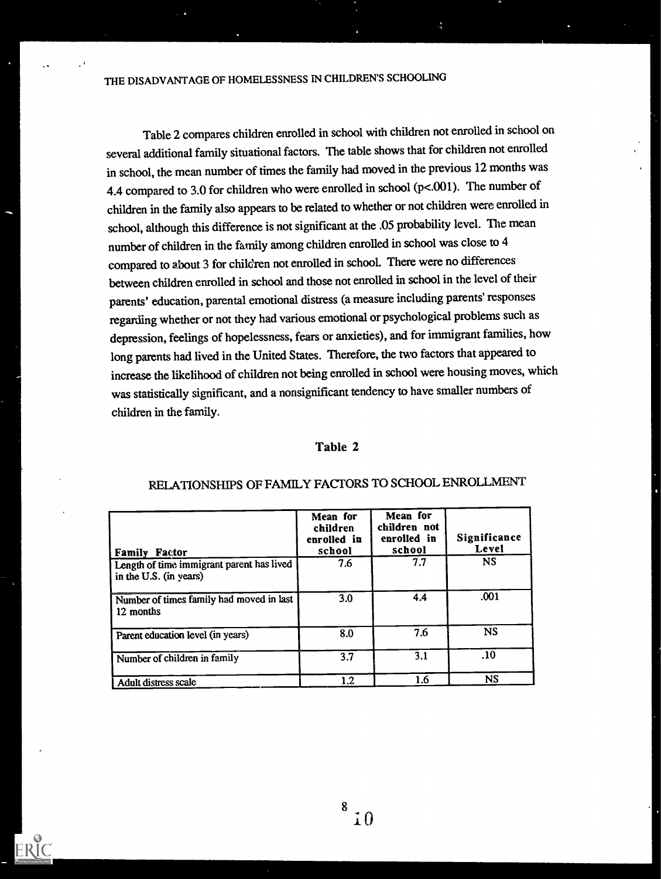Table 2 compares children enrolled in school with children not enrolled in school on several additional family situational factors. The table shows that for children not enrolled in school, the mean number of times the family had moved in the previous 12 months was 4.4 compared to 3.0 for children who were enrolled in school ($p<.001$). The number of children in the family also appears to be related to whether or not children were enrolled in school, although this difference is not significant at the .05 probability level. The mean number of children in the family among children enrolled in school was close to 4 compared to about 3 for children not enrolled in school. There were no differences between children enrolled in school and those not enrolled in school in the level of their parents' education, parental emotional distress (a measure including parents' responses regarding whether or not they had various emotional or psychological problems such as depression, feelings of hopelessness, fears or anxieties), and for immigrant families, how long parents had lived in the United States. Therefore, the two factors that appeared to increase the likelihood of children not being enrolled in school were housing moves, which was statistically significant, and a nonsignificant tendency to have smaller numbers of children in the family.

**Table 2**

RELATIONSHIPS OF FAMILY FACTORS TO SCHOOL ENROLLMENT

| Family Factor | Mean for children enrolled in school | Mean for children not enrolled in school | Significance Level |
|---|---|---|---|
| Length of time immigrant parent has lived in the U.S. (in years) | 7.6 | 7.7 | NS |
| Number of times family had moved in last 12 months | 3.0 | 4.4 | .001 |
| Parent education level (in years) | 8.0 | 7.6 | NS |
| Number of children in family | 3.7 | 3.1 | .10 |
| Adult distress scale | 1.2 | 1.6 | NS |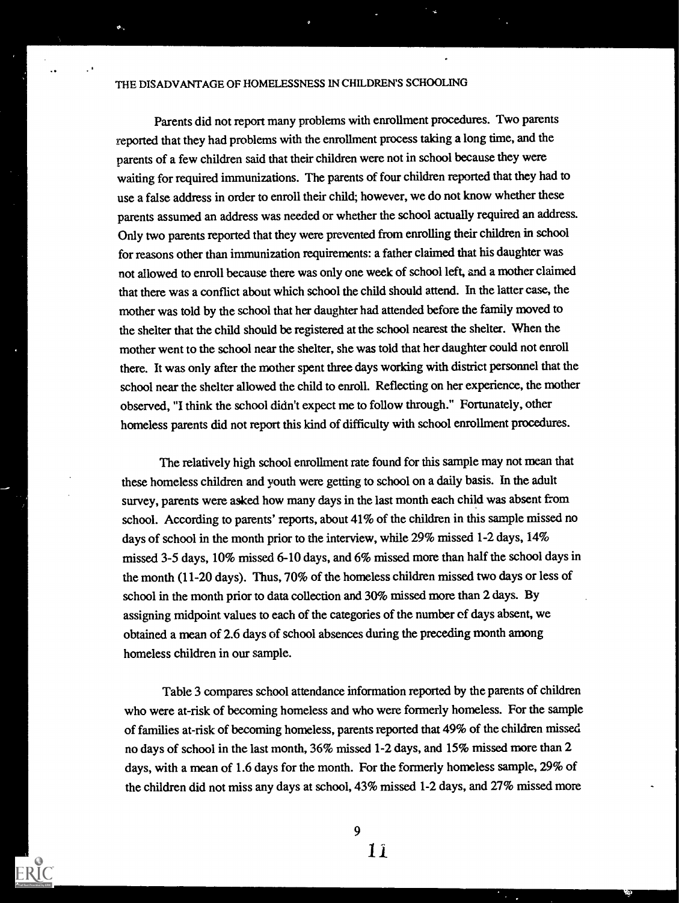Parents did not report many problems with enrollment procedures. Two parents reported that they had problems with the enrollment process taking a long time, and the parents of a few children said that their children were not in school because they were waiting for required immunizations. The parents of four children reported that they had to use a false address in order to enroll their child; however, we do not know whether these parents assumed an address was needed or whether the school actually required an address. Only two parents reported that they were prevented from enrolling their children in school for reasons other than immunization requirements: a father claimed that his daughter was not allowed to enroll because there was only one week of school left, and a mother claimed that there was a conflict about which school the child should attend. In the latter case, the mother was told by the school that her daughter had attended before the family moved to the shelter that the child should be registered at the school nearest the shelter. When the mother went to the school near the shelter, she was told that her daughter could not enroll there. It was only after the mother spent three days working with district personnel that the school near the shelter allowed the child to enroll. Reflecting on her experience, the mother observed, "I think the school didn't expect me to follow through." Fortunately, other homeless parents did not report this kind of difficulty with school enrollment procedures.

The relatively high school enrollment rate found for this sample may not mean that these homeless children and youth were getting to school on a daily basis. In the adult survey, parents were asked how many days in the last month each child was absent from school. According to parents' reports, about 41% of the children in this sample missed no days of school in the month prior to the interview, while 29% missed 1-2 days, 14% missed 3-5 days, 10% missed 6-10 days, and 6% missed more than half the school days in the month (11-20 days). Thus, 70% of the homeless children missed two days or less of school in the month prior to data collection and 30% missed more than 2 days. By assigning midpoint values to each of the categories of the number of days absent, we obtained a mean of 2.6 days of school absences during the preceding month among homeless children in our sample.

Table 3 compares school attendance information reported by the parents of children who were at-risk of becoming homeless and who were formerly homeless. For the sample of families at-risk of becoming homeless, parents reported that 49% of the children missed no days of school in the last month, 36% missed 1-2 days, and 15% missed more than 2 days, with a mean of 1.6 days for the month. For the formerly homeless sample, 29% of the children did not miss any days at school, 43% missed 1-2 days, and 27% missed more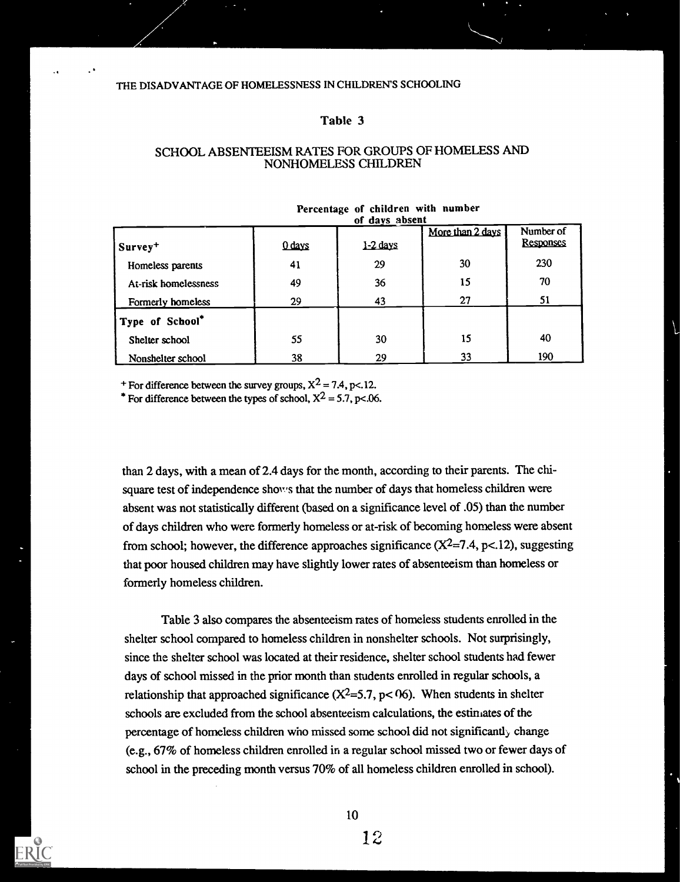## Table 3

### SCHOOL ABSENTEEISM RATES FOR GROUPS OF HOMELESS AND NONHOMELESS CHILDREN

| | Percentage of children with number of days absent | | | |
|---|---|---|---|---|
| Survey+ | 0 days | 1-2 days | More than 2 days | Number of Responses |
| Homeless parents | 41 | 29 | 30 | 230 |
| At-risk homelessness | 49 | 36 | 15 | 70 |
| Formerly homeless | 29 | 43 | 27 | 51 |
| **Type of School*** | | | | |
| Shelter school | 55 | 30 | 15 | 40 |
| Nonshelter school | 38 | 29 | 33 | 190 |

+ For difference between the survey groups, $X^2 = 7.4$, $p<.12$.

* For difference between the types of school, $X^2 = 5.7$, $p<.06$.

than 2 days, with a mean of 2.4 days for the month, according to their parents. The chi-square test of independence shows that the number of days that homeless children were absent was not statistically different (based on a significance level of .05) than the number of days children who were formerly homeless or at-risk of becoming homeless were absent from school; however, the difference approaches significance ($X^2$=7.4, $p<.12$), suggesting that poor housed children may have slightly lower rates of absenteeism than homeless or formerly homeless children.

Table 3 also compares the absenteeism rates of homeless students enrolled in the shelter school compared to homeless children in nonshelter schools. Not surprisingly, since the shelter school was located at their residence, shelter school students had fewer days of school missed in the prior month than students enrolled in regular schools, a relationship that approached significance ($X^2$=5.7, $p<.06$). When students in shelter schools are excluded from the school absenteeism calculations, the estimates of the percentage of homeless children who missed some school did not significantly change (e.g., 67% of homeless children enrolled in a regular school missed two or fewer days of school in the preceding month versus 70% of all homeless children enrolled in school).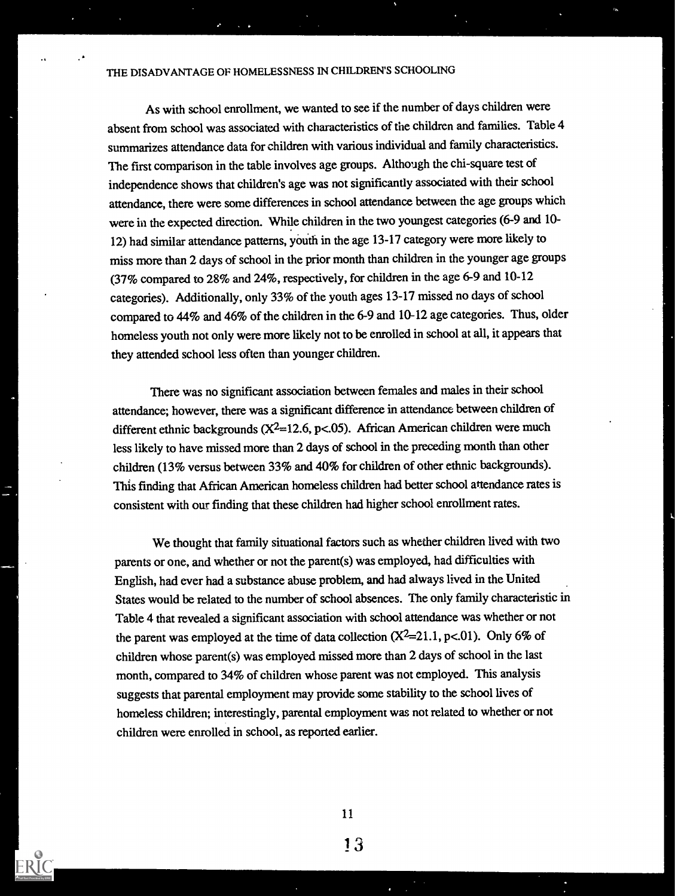As with school enrollment, we wanted to see if the number of days children were absent from school was associated with characteristics of the children and families. Table 4 summarizes attendance data for children with various individual and family characteristics. The first comparison in the table involves age groups. Although the chi-square test of independence shows that children's age was not significantly associated with their school attendance, there were some differences in school attendance between the age groups which were in the expected direction. While children in the two youngest categories (6-9 and 10-12) had similar attendance patterns, youth in the age 13-17 category were more likely to miss more than 2 days of school in the prior month than children in the younger age groups (37% compared to 28% and 24%, respectively, for children in the age 6-9 and 10-12 categories). Additionally, only 33% of the youth ages 13-17 missed no days of school compared to 44% and 46% of the children in the 6-9 and 10-12 age categories. Thus, older homeless youth not only were more likely not to be enrolled in school at all, it appears that they attended school less often than younger children.

There was no significant association between females and males in their school attendance; however, there was a significant difference in attendance between children of different ethnic backgrounds ($X^2$=12.6, $p<.05$). African American children were much less likely to have missed more than 2 days of school in the preceding month than other children (13% versus between 33% and 40% for children of other ethnic backgrounds). This finding that African American homeless children had better school attendance rates is consistent with our finding that these children had higher school enrollment rates.

We thought that family situational factors such as whether children lived with two parents or one, and whether or not the parent(s) was employed, had difficulties with English, had ever had a substance abuse problem, and had always lived in the United States would be related to the number of school absences. The only family characteristic in Table 4 that revealed a significant association with school attendance was whether or not the parent was employed at the time of data collection ($X^2$=21.1, $p<.01$). Only 6% of children whose parent(s) was employed missed more than 2 days of school in the last month, compared to 34% of children whose parent was not employed. This analysis suggests that parental employment may provide some stability to the school lives of homeless children; interestingly, parental employment was not related to whether or not children were enrolled in school, as reported earlier.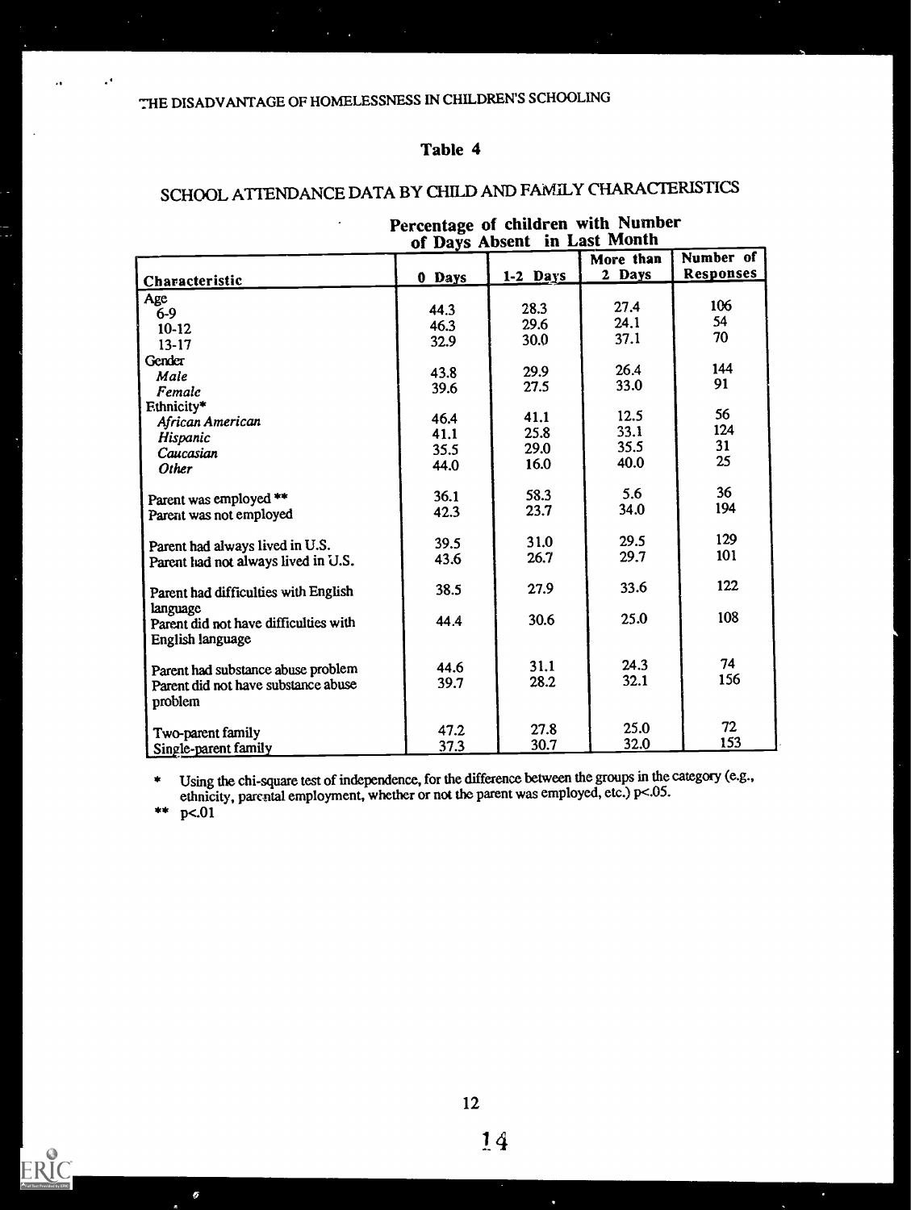## Table 4

## SCHOOL ATTENDANCE DATA BY CHILD AND FAMILY CHARACTERISTICS

| Characteristic | Percentage of children with Number of Days Absent in Last Month | | | Number of Responses |
|---|---|---|---|---|
| | 0 Days | 1-2 Days | More than 2 Days | |
| Age | | | | |
| *6-9* | 44.3 | 28.3 | 27.4 | 106 |
| *10-12* | 46.3 | 29.6 | 24.1 | 54 |
| *13-17* | 32.9 | 30.0 | 37.1 | 70 |
| Gender | | | | |
| *Male* | 43.8 | 29.9 | 26.4 | 144 |
| *Female* | 39.6 | 27.5 | 33.0 | 91 |
| Ethnicity* | | | | |
| *African American* | 46.4 | 41.1 | 12.5 | 56 |
| *Hispanic* | 41.1 | 25.8 | 33.1 | 124 |
| *Caucasian* | 35.5 | 29.0 | 35.5 | 31 |
| *Other* | 44.0 | 16.0 | 40.0 | 25 |
| Parent was employed ** | 36.1 | 58.3 | 5.6 | 36 |
| Parent was not employed | 42.3 | 23.7 | 34.0 | 194 |
| Parent had always lived in U.S. | 39.5 | 31.0 | 29.5 | 129 |
| Parent had not always lived in U.S. | 43.6 | 26.7 | 29.7 | 101 |
| Parent had difficulties with English language | 38.5 | 27.9 | 33.6 | 122 |
| Parent did not have difficulties with English language | 44.4 | 30.6 | 25.0 | 108 |
| Parent had substance abuse problem | 44.6 | 31.1 | 24.3 | 74 |
| Parent did not have substance abuse problem | 39.7 | 28.2 | 32.1 | 156 |
| Two-parent family | 47.2 | 27.8 | 25.0 | 72 |
| Single-parent family | 37.3 | 30.7 | 32.0 | 153 |

\* Using the chi-square test of independence, for the difference between the groups in the category (e.g., ethnicity, parental employment, whether or not the parent was employed, etc.) $p<.05$.

\*\* $p<.01$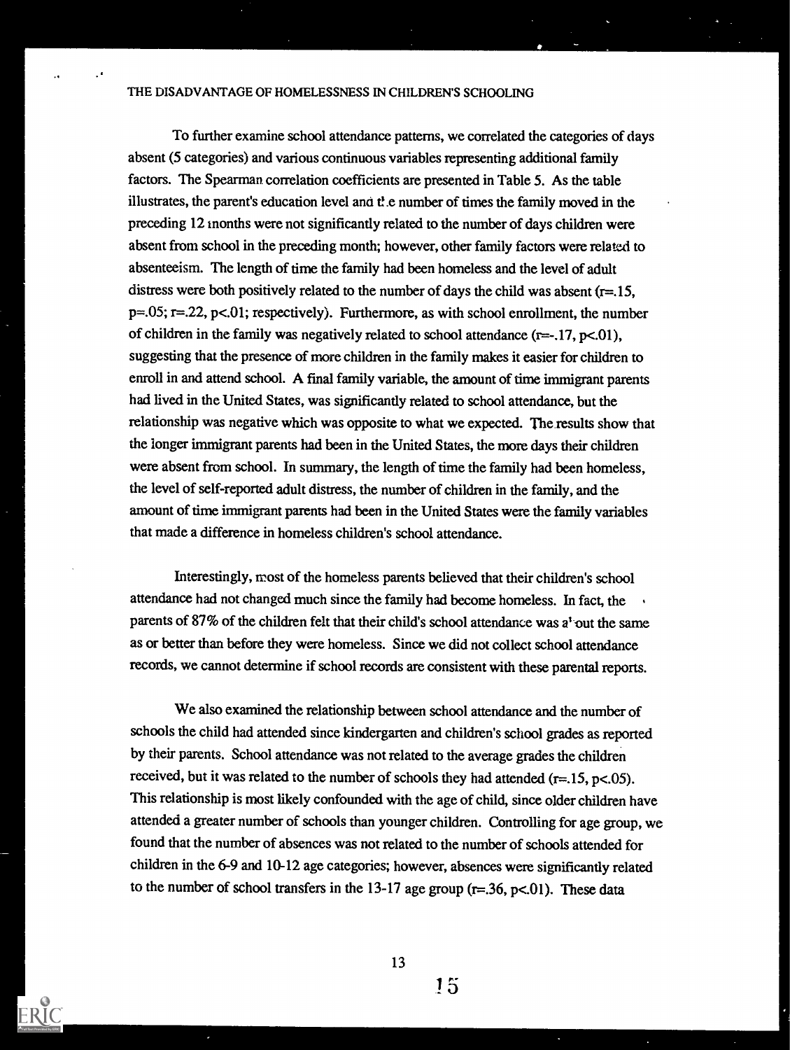To further examine school attendance patterns, we correlated the categories of days absent (5 categories) and various continuous variables representing additional family factors. The Spearman correlation coefficients are presented in Table 5. As the table illustrates, the parent's education level and the number of times the family moved in the preceding 12 months were not significantly related to the number of days children were absent from school in the preceding month; however, other family factors were related to absenteeism. The length of time the family had been homeless and the level of adult distress were both positively related to the number of days the child was absent ($r=.15$, $p=.05$; $r=.22$, $p<.01$; respectively). Furthermore, as with school enrollment, the number of children in the family was negatively related to school attendance ($r=-.17$, $p<.01$), suggesting that the presence of more children in the family makes it easier for children to enroll in and attend school. A final family variable, the amount of time immigrant parents had lived in the United States, was significantly related to school attendance, but the relationship was negative which was opposite to what we expected. The results show that the longer immigrant parents had been in the United States, the more days their children were absent from school. In summary, the length of time the family had been homeless, the level of self-reported adult distress, the number of children in the family, and the amount of time immigrant parents had been in the United States were the family variables that made a difference in homeless children's school attendance.

Interestingly, most of the homeless parents believed that their children's school attendance had not changed much since the family had become homeless. In fact, the parents of 87% of the children felt that their child's school attendance was about the same as or better than before they were homeless. Since we did not collect school attendance records, we cannot determine if school records are consistent with these parental reports.

We also examined the relationship between school attendance and the number of schools the child had attended since kindergarten and children's school grades as reported by their parents. School attendance was not related to the average grades the children received, but it was related to the number of schools they had attended ($r=.15$, $p<.05$). This relationship is most likely confounded with the age of child, since older children have attended a greater number of schools than younger children. Controlling for age group, we found that the number of absences was not related to the number of schools attended for children in the 6-9 and 10-12 age categories; however, absences were significantly related to the number of school transfers in the 13-17 age group ($r=.36$, $p<.01$). These data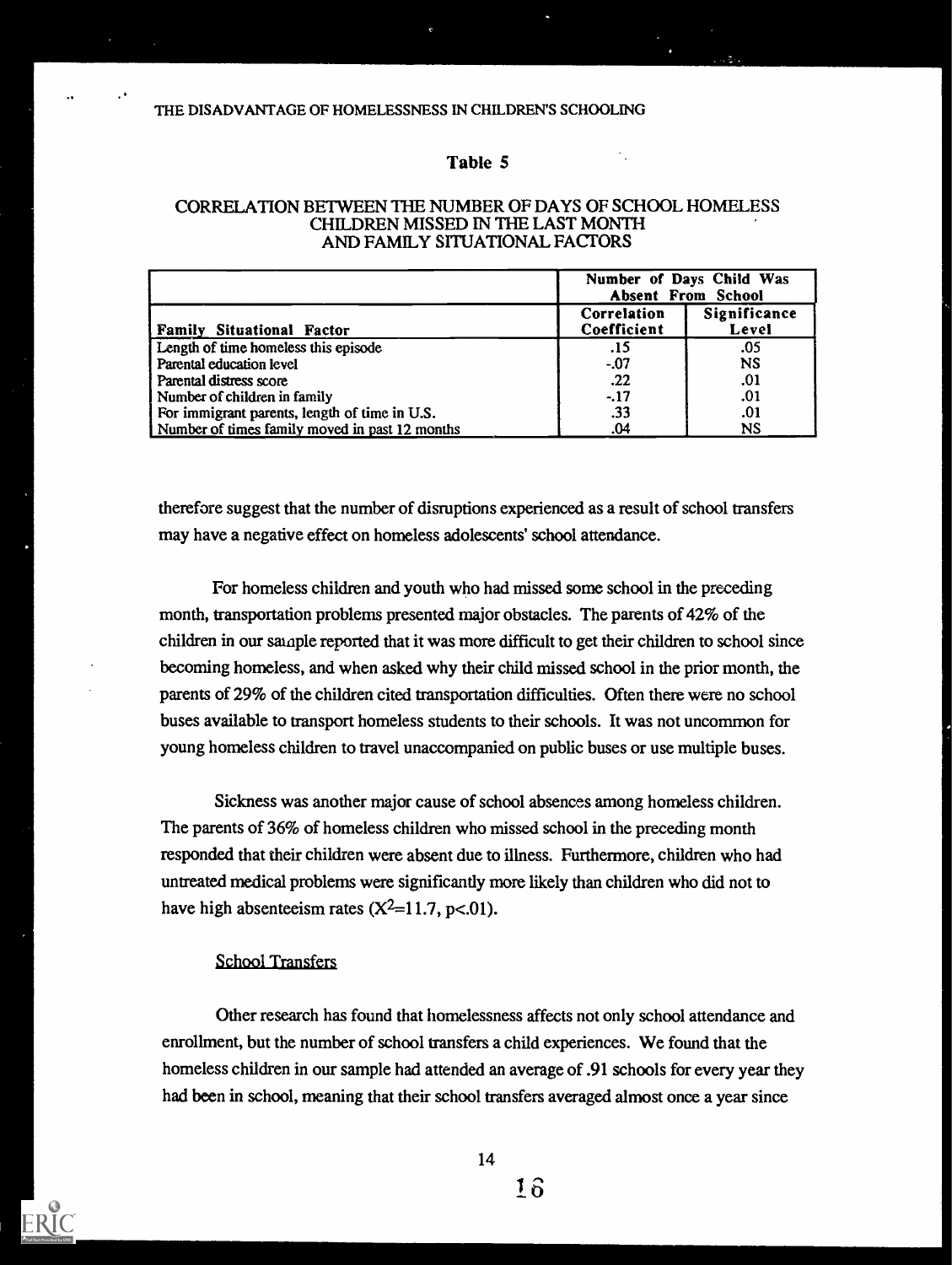**Table 5**

CORRELATION BETWEEN THE NUMBER OF DAYS OF SCHOOL HOMELESS CHILDREN MISSED IN THE LAST MONTH AND FAMILY SITUATIONAL FACTORS

| | Number of Days Child Was Absent From School | |
|---|---|---|
| **Family Situational Factor** | **Correlation Coefficient** | **Significance Level** |
| Length of time homeless this episode | .15 | .05 |
| Parental education level | -.07 | NS |
| Parental distress score | .22 | .01 |
| Number of children in family | -.17 | .01 |
| For immigrant parents, length of time in U.S. | .33 | .01 |
| Number of times family moved in past 12 months | .04 | NS |

therefore suggest that the number of disruptions experienced as a result of school transfers may have a negative effect on homeless adolescents' school attendance.

For homeless children and youth who had missed some school in the preceding month, transportation problems presented major obstacles. The parents of 42% of the children in our sample reported that it was more difficult to get their children to school since becoming homeless, and when asked why their child missed school in the prior month, the parents of 29% of the children cited transportation difficulties. Often there were no school buses available to transport homeless students to their schools. It was not uncommon for young homeless children to travel unaccompanied on public buses or use multiple buses.

Sickness was another major cause of school absences among homeless children. The parents of 36% of homeless children who missed school in the preceding month responded that their children were absent due to illness. Furthermore, children who had untreated medical problems were significantly more likely than children who did not to have high absenteeism rates ($X^2$=11.7, $p<.01$).

## School Transfers

Other research has found that homelessness affects not only school attendance and enrollment, but the number of school transfers a child experiences. We found that the homeless children in our sample had attended an average of .91 schools for every year they had been in school, meaning that their school transfers averaged almost once a year since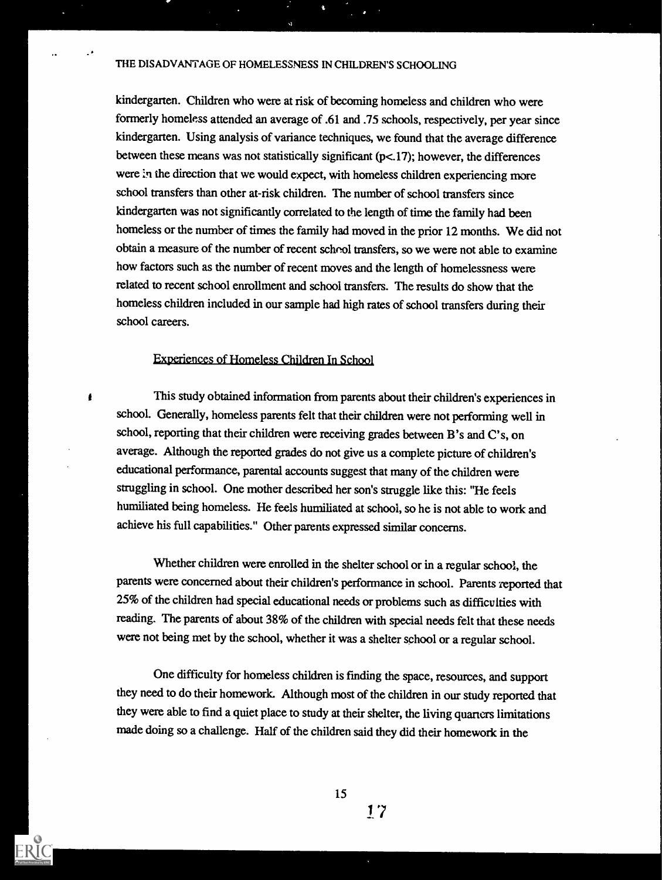kindergarten. Children who were at risk of becoming homeless and children who were formerly homeless attended an average of .61 and .75 schools, respectively, per year since kindergarten. Using analysis of variance techniques, we found that the average difference between these means was not statistically significant ($p<.17$); however, the differences were in the direction that we would expect, with homeless children experiencing more school transfers than other at-risk children. The number of school transfers since kindergarten was not significantly correlated to the length of time the family had been homeless or the number of times the family had moved in the prior 12 months. We did not obtain a measure of the number of recent school transfers, so we were not able to examine how factors such as the number of recent moves and the length of homelessness were related to recent school enrollment and school transfers. The results do show that the homeless children included in our sample had high rates of school transfers during their school careers.

### Experiences of Homeless Children In School

This study obtained information from parents about their children's experiences in school. Generally, homeless parents felt that their children were not performing well in school, reporting that their children were receiving grades between B's and C's, on average. Although the reported grades do not give us a complete picture of children's educational performance, parental accounts suggest that many of the children were struggling in school. One mother described her son's struggle like this: "He feels humiliated being homeless. He feels humiliated at school, so he is not able to work and achieve his full capabilities." Other parents expressed similar concerns.

Whether children were enrolled in the shelter school or in a regular school, the parents were concerned about their children's performance in school. Parents reported that 25% of the children had special educational needs or problems such as difficulties with reading. The parents of about 38% of the children with special needs felt that these needs were not being met by the school, whether it was a shelter school or a regular school.

One difficulty for homeless children is finding the space, resources, and support they need to do their homework. Although most of the children in our study reported that they were able to find a quiet place to study at their shelter, the living quarters limitations made doing so a challenge. Half of the children said they did their homework in the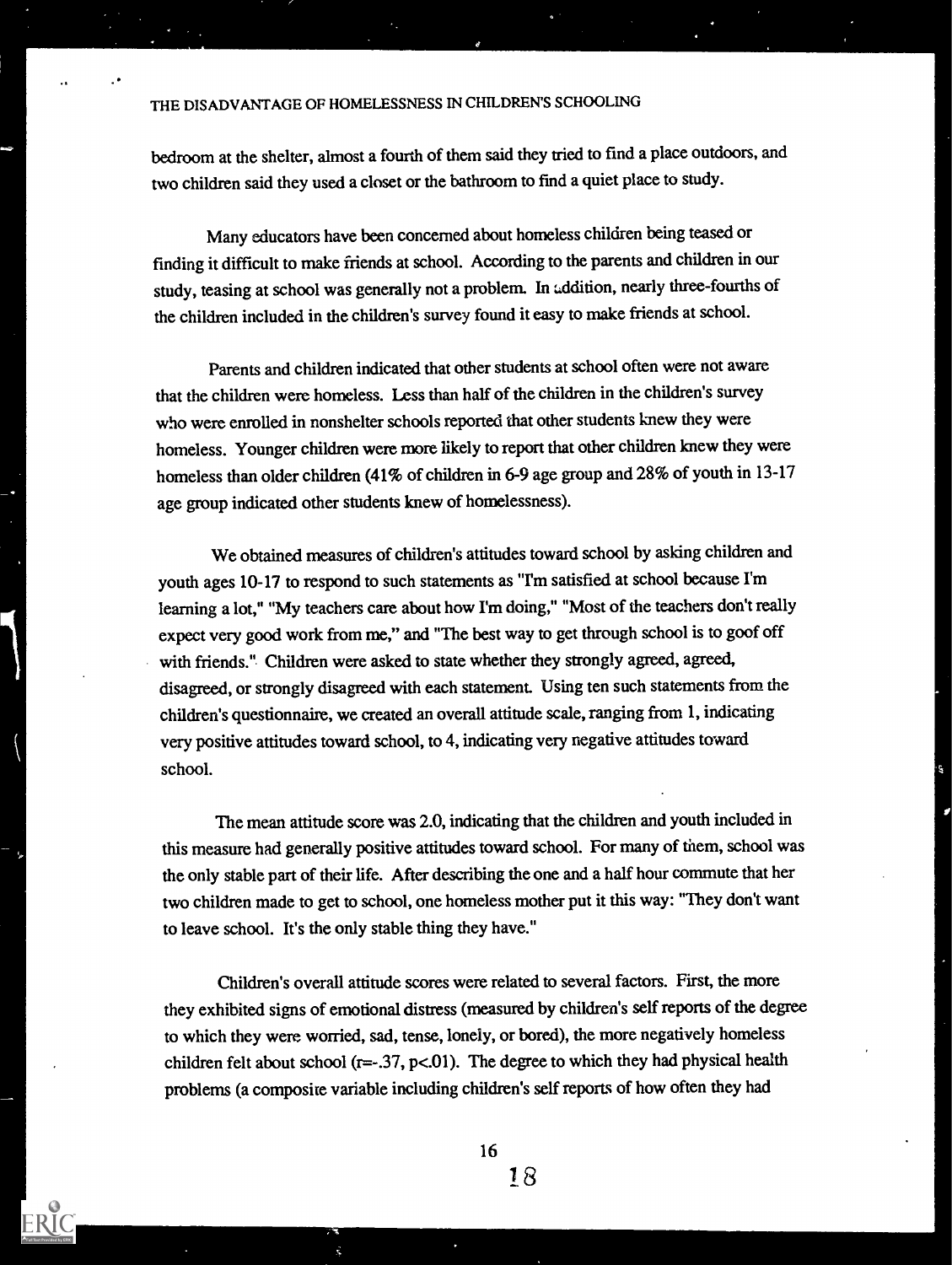bedroom at the shelter, almost a fourth of them said they tried to find a place outdoors, and two children said they used a closet or the bathroom to find a quiet place to study.

Many educators have been concerned about homeless children being teased or finding it difficult to make friends at school. According to the parents and children in our study, teasing at school was generally not a problem. In addition, nearly three-fourths of the children included in the children's survey found it easy to make friends at school.

Parents and children indicated that other students at school often were not aware that the children were homeless. Less than half of the children in the children's survey who were enrolled in nonshelter schools reported that other students knew they were homeless. Younger children were more likely to report that other children knew they were homeless than older children (41% of children in 6-9 age group and 28% of youth in 13-17 age group indicated other students knew of homelessness).

We obtained measures of children's attitudes toward school by asking children and youth ages 10-17 to respond to such statements as "I'm satisfied at school because I'm learning a lot," "My teachers care about how I'm doing," "Most of the teachers don't really expect very good work from me," and "The best way to get through school is to goof off with friends." Children were asked to state whether they strongly agreed, agreed, disagreed, or strongly disagreed with each statement. Using ten such statements from the children's questionnaire, we created an overall attitude scale, ranging from 1, indicating very positive attitudes toward school, to 4, indicating very negative attitudes toward school.

The mean attitude score was 2.0, indicating that the children and youth included in this measure had generally positive attitudes toward school. For many of them, school was the only stable part of their life. After describing the one and a half hour commute that her two children made to get to school, one homeless mother put it this way: "They don't want to leave school. It's the only stable thing they have."

Children's overall attitude scores were related to several factors. First, the more they exhibited signs of emotional distress (measured by children's self reports of the degree to which they were worried, sad, tense, lonely, or bored), the more negatively homeless children felt about school ($r=-.37$, $p<.01$). The degree to which they had physical health problems (a composite variable including children's self reports of how often they had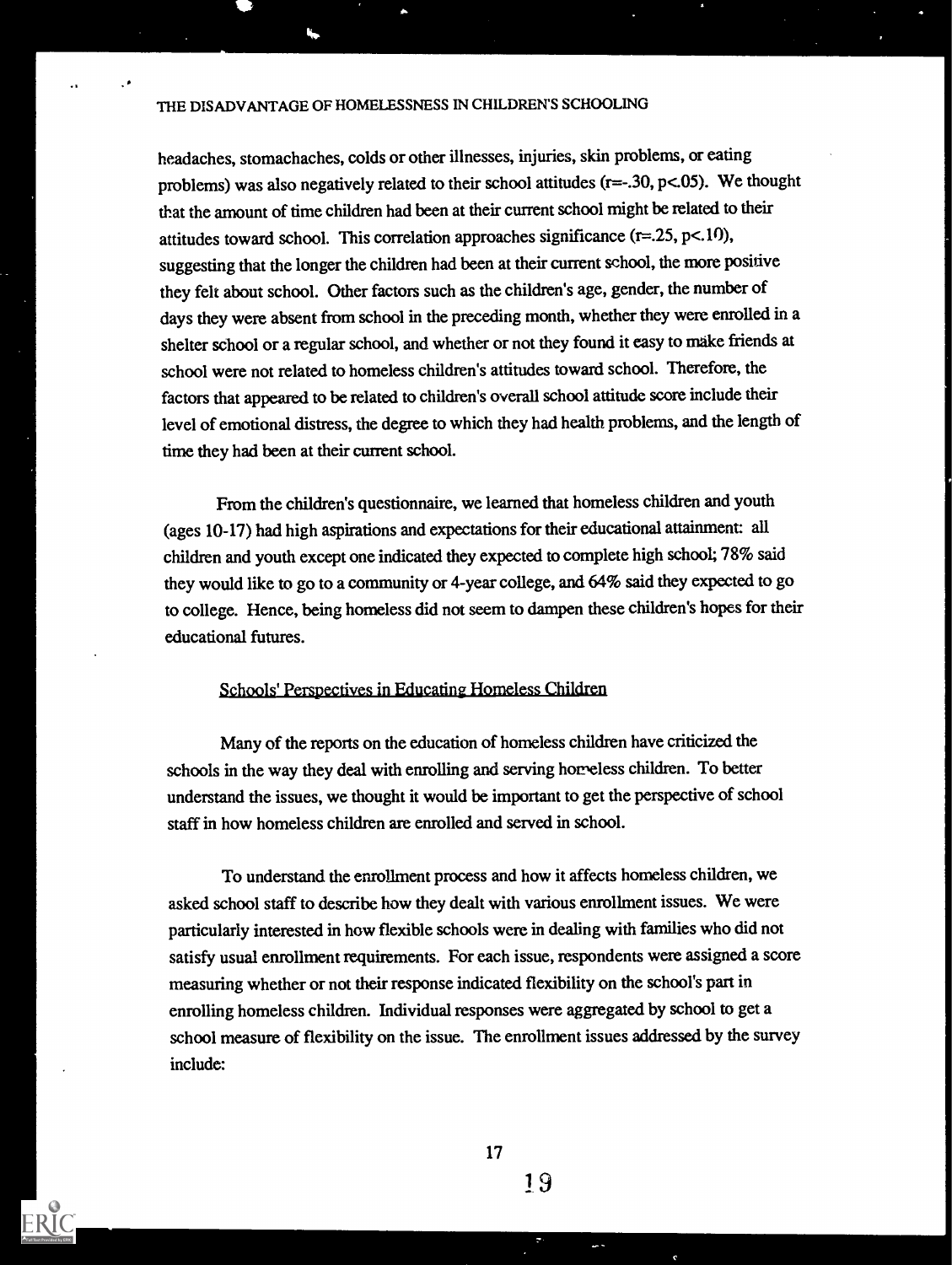headaches, stomachaches, colds or other illnesses, injuries, skin problems, or eating problems) was also negatively related to their school attitudes ($r=-.30$, $p<.05$). We thought that the amount of time children had been at their current school might be related to their attitudes toward school. This correlation approaches significance ($r=.25$, $p<.10$), suggesting that the longer the children had been at their current school, the more positive they felt about school. Other factors such as the children's age, gender, the number of days they were absent from school in the preceding month, whether they were enrolled in a shelter school or a regular school, and whether or not they found it easy to make friends at school were not related to homeless children's attitudes toward school. Therefore, the factors that appeared to be related to children's overall school attitude score include their level of emotional distress, the degree to which they had health problems, and the length of time they had been at their current school.

From the children's questionnaire, we learned that homeless children and youth (ages 10-17) had high aspirations and expectations for their educational attainment: all children and youth except one indicated they expected to complete high school; 78% said they would like to go to a community or 4-year college, and 64% said they expected to go to college. Hence, being homeless did not seem to dampen these children's hopes for their educational futures.

## Schools' Perspectives in Educating Homeless Children

Many of the reports on the education of homeless children have criticized the schools in the way they deal with enrolling and serving homeless children. To better understand the issues, we thought it would be important to get the perspective of school staff in how homeless children are enrolled and served in school.

To understand the enrollment process and how it affects homeless children, we asked school staff to describe how they dealt with various enrollment issues. We were particularly interested in how flexible schools were in dealing with families who did not satisfy usual enrollment requirements. For each issue, respondents were assigned a score measuring whether or not their response indicated flexibility on the school's part in enrolling homeless children. Individual responses were aggregated by school to get a school measure of flexibility on the issue. The enrollment issues addressed by the survey include: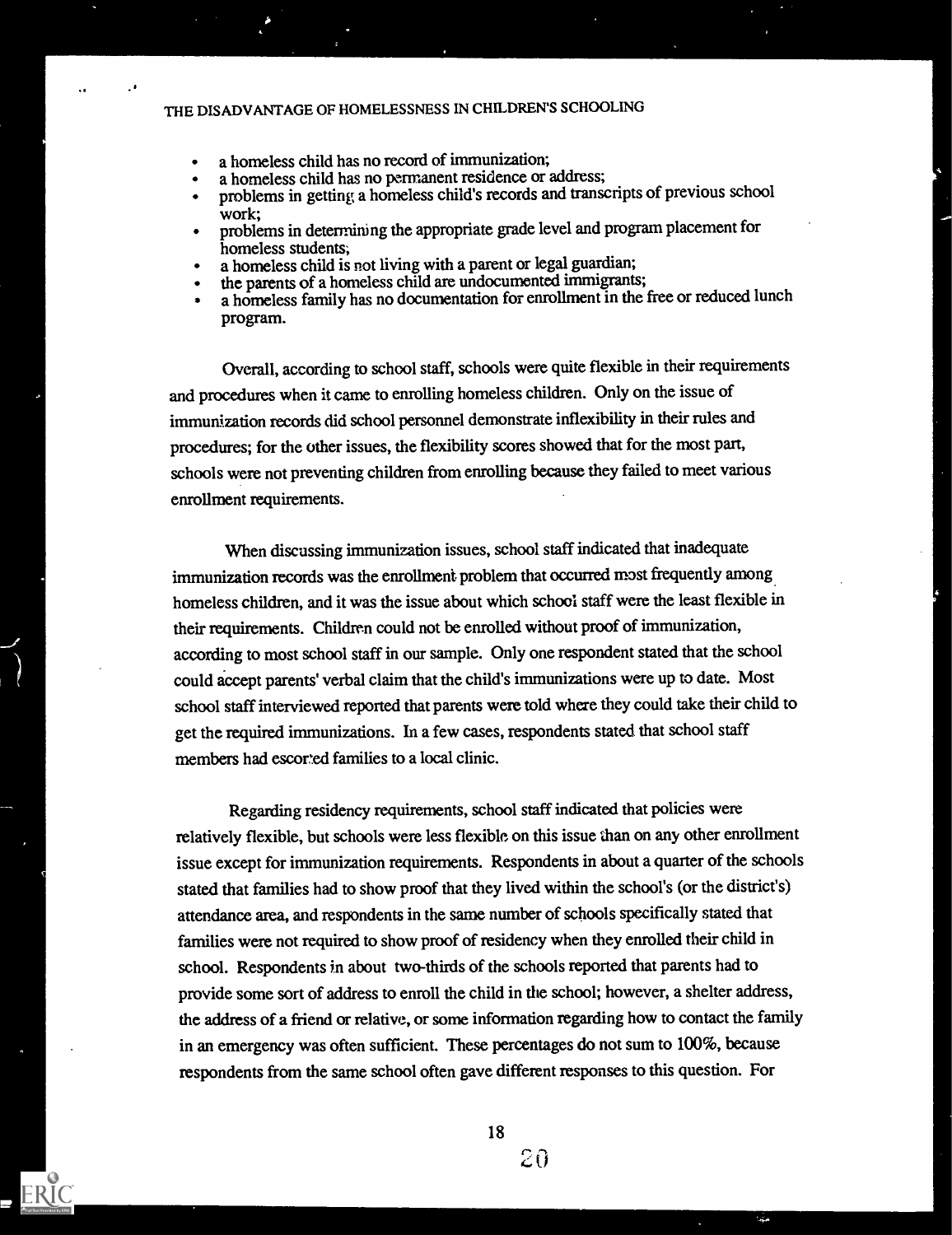- a homeless child has no record of immunization;
- a homeless child has no permanent residence or address;
- problems in getting a homeless child's records and transcripts of previous school work;
- problems in determining the appropriate grade level and program placement for homeless students;
- a homeless child is not living with a parent or legal guardian;
- the parents of a homeless child are undocumented immigrants;
- a homeless family has no documentation for enrollment in the free or reduced lunch program.

Overall, according to school staff, schools were quite flexible in their requirements and procedures when it came to enrolling homeless children. Only on the issue of immunization records did school personnel demonstrate inflexibility in their rules and procedures; for the other issues, the flexibility scores showed that for the most part, schools were not preventing children from enrolling because they failed to meet various enrollment requirements.

When discussing immunization issues, school staff indicated that inadequate immunization records was the enrollment problem that occurred most frequently among homeless children, and it was the issue about which school staff were the least flexible in their requirements. Children could not be enrolled without proof of immunization, according to most school staff in our sample. Only one respondent stated that the school could accept parents' verbal claim that the child's immunizations were up to date. Most school staff interviewed reported that parents were told where they could take their child to get the required immunizations. In a few cases, respondents stated that school staff members had escorted families to a local clinic.

Regarding residency requirements, school staff indicated that policies were relatively flexible, but schools were less flexible on this issue than on any other enrollment issue except for immunization requirements. Respondents in about a quarter of the schools stated that families had to show proof that they lived within the school's (or the district's) attendance area, and respondents in the same number of schools specifically stated that families were not required to show proof of residency when they enrolled their child in school. Respondents in about two-thirds of the schools reported that parents had to provide some sort of address to enroll the child in the school; however, a shelter address, the address of a friend or relative, or some information regarding how to contact the family in an emergency was often sufficient. These percentages do not sum to 100%, because respondents from the same school often gave different responses to this question. For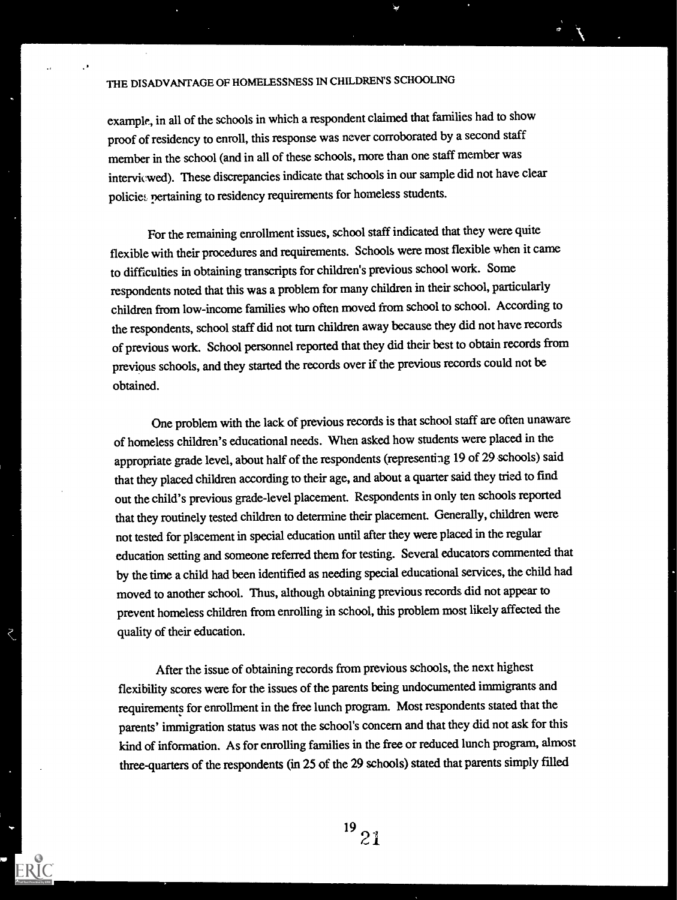example, in all of the schools in which a respondent claimed that families had to show proof of residency to enroll, this response was never corroborated by a second staff member in the school (and in all of these schools, more than one staff member was interviewed). These discrepancies indicate that schools in our sample did not have clear policies pertaining to residency requirements for homeless students.

For the remaining enrollment issues, school staff indicated that they were quite flexible with their procedures and requirements. Schools were most flexible when it came to difficulties in obtaining transcripts for children's previous school work. Some respondents noted that this was a problem for many children in their school, particularly children from low-income families who often moved from school to school. According to the respondents, school staff did not turn children away because they did not have records of previous work. School personnel reported that they did their best to obtain records from previous schools, and they started the records over if the previous records could not be obtained.

One problem with the lack of previous records is that school staff are often unaware of homeless children's educational needs. When asked how students were placed in the appropriate grade level, about half of the respondents (representing 19 of 29 schools) said that they placed children according to their age, and about a quarter said they tried to find out the child's previous grade-level placement. Respondents in only ten schools reported that they routinely tested children to determine their placement. Generally, children were not tested for placement in special education until after they were placed in the regular education setting and someone referred them for testing. Several educators commented that by the time a child had been identified as needing special educational services, the child had moved to another school. Thus, although obtaining previous records did not appear to prevent homeless children from enrolling in school, this problem most likely affected the quality of their education.

After the issue of obtaining records from previous schools, the next highest flexibility scores were for the issues of the parents being undocumented immigrants and requirements for enrollment in the free lunch program. Most respondents stated that the parents' immigration status was not the school's concern and that they did not ask for this kind of information. As for enrolling families in the free or reduced lunch program, almost three-quarters of the respondents (in 25 of the 29 schools) stated that parents simply filled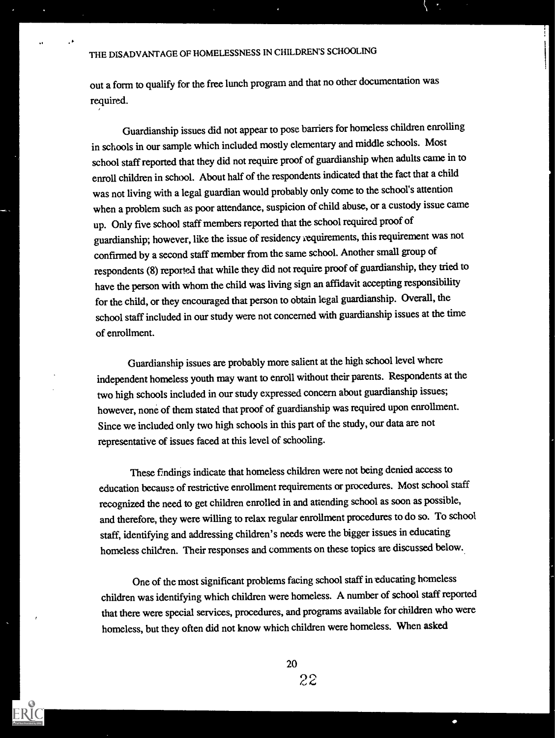out a form to qualify for the free lunch program and that no other documentation was required.

Guardianship issues did not appear to pose barriers for homeless children enrolling in schools in our sample which included mostly elementary and middle schools. Most school staff reported that they did not require proof of guardianship when adults came in to enroll children in school. About half of the respondents indicated that the fact that a child was not living with a legal guardian would probably only come to the school's attention when a problem such as poor attendance, suspicion of child abuse, or a custody issue came up. Only five school staff members reported that the school required proof of guardianship; however, like the issue of residency requirements, this requirement was not confirmed by a second staff member from the same school. Another small group of respondents (8) reported that while they did not require proof of guardianship, they tried to have the person with whom the child was living sign an affidavit accepting responsibility for the child, or they encouraged that person to obtain legal guardianship. Overall, the school staff included in our study were not concerned with guardianship issues at the time of enrollment.

Guardianship issues are probably more salient at the high school level where independent homeless youth may want to enroll without their parents. Respondents at the two high schools included in our study expressed concern about guardianship issues; however, none of them stated that proof of guardianship was required upon enrollment. Since we included only two high schools in this part of the study, our data are not representative of issues faced at this level of schooling.

These findings indicate that homeless children were not being denied access to education because of restrictive enrollment requirements or procedures. Most school staff recognized the need to get children enrolled in and attending school as soon as possible, and therefore, they were willing to relax regular enrollment procedures to do so. To school staff, identifying and addressing children's needs were the bigger issues in educating homeless children. Their responses and comments on these topics are discussed below.

One of the most significant problems facing school staff in educating homeless children was identifying which children were homeless. A number of school staff reported that there were special services, procedures, and programs available for children who were homeless, but they often did not know which children were homeless. When asked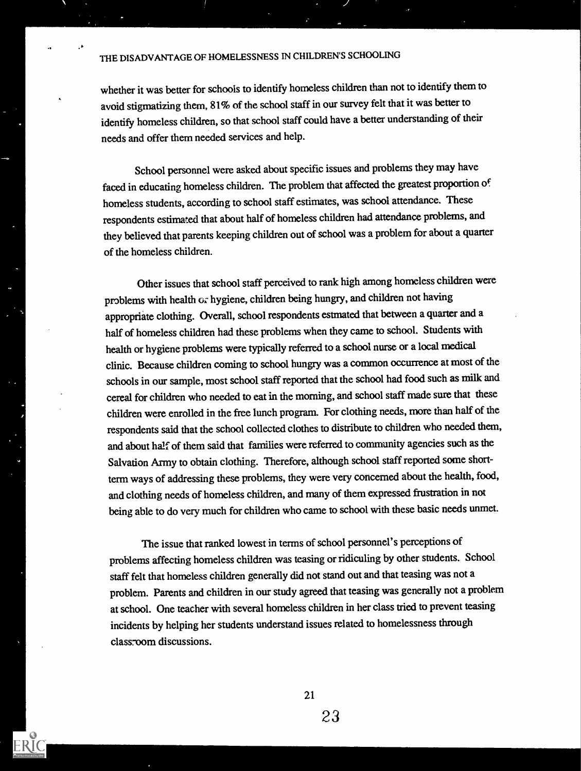whether it was better for schools to identify homeless children than not to identify them to avoid stigmatizing them, 81% of the school staff in our survey felt that it was better to identify homeless children, so that school staff could have a better understanding of their needs and offer them needed services and help.

School personnel were asked about specific issues and problems they may have faced in educating homeless children. The problem that affected the greatest proportion of homeless students, according to school staff estimates, was school attendance. These respondents estimated that about half of homeless children had attendance problems, and they believed that parents keeping children out of school was a problem for about a quarter of the homeless children.

Other issues that school staff perceived to rank high among homeless children were problems with health or hygiene, children being hungry, and children not having appropriate clothing. Overall, school respondents estmated that between a quarter and a half of homeless children had these problems when they came to school. Students with health or hygiene problems were typically referred to a school nurse or a local medical clinic. Because children coming to school hungry was a common occurrence at most of the schools in our sample, most school staff reported that the school had food such as milk and cereal for children who needed to eat in the morning, and school staff made sure that these children were enrolled in the free lunch program. For clothing needs, more than half of the respondents said that the school collected clothes to distribute to children who needed them, and about half of them said that families were referred to community agencies such as the Salvation Army to obtain clothing. Therefore, although school staff reported some short-term ways of addressing these problems, they were very concerned about the health, food, and clothing needs of homeless children, and many of them expressed frustration in not being able to do very much for children who came to school with these basic needs unmet.

The issue that ranked lowest in terms of school personnel's perceptions of problems affecting homeless children was teasing or ridiculing by other students. School staff felt that homeless children generally did not stand out and that teasing was not a problem. Parents and children in our study agreed that teasing was generally not a problem at school. One teacher with several homeless children in her class tried to prevent teasing incidents by helping her students understand issues related to homelessness through classroom discussions.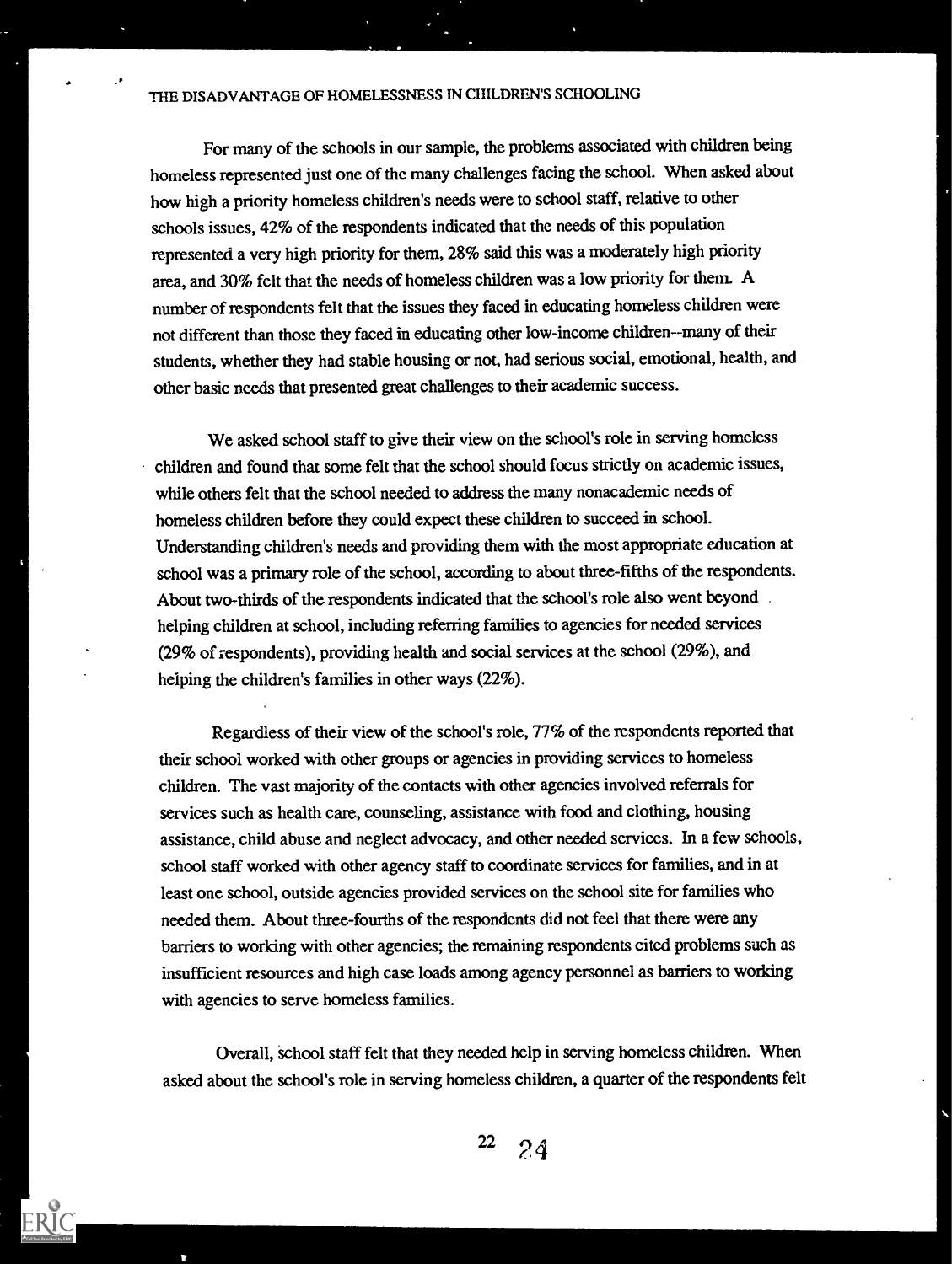For many of the schools in our sample, the problems associated with children being homeless represented just one of the many challenges facing the school. When asked about how high a priority homeless children's needs were to school staff, relative to other schools issues, 42% of the respondents indicated that the needs of this population represented a very high priority for them, 28% said this was a moderately high priority area, and 30% felt that the needs of homeless children was a low priority for them. A number of respondents felt that the issues they faced in educating homeless children were not different than those they faced in educating other low-income children--many of their students, whether they had stable housing or not, had serious social, emotional, health, and other basic needs that presented great challenges to their academic success.

We asked school staff to give their view on the school's role in serving homeless children and found that some felt that the school should focus strictly on academic issues, while others felt that the school needed to address the many nonacademic needs of homeless children before they could expect these children to succeed in school. Understanding children's needs and providing them with the most appropriate education at school was a primary role of the school, according to about three-fifths of the respondents. About two-thirds of the respondents indicated that the school's role also went beyond helping children at school, including referring families to agencies for needed services (29% of respondents), providing health and social services at the school (29%), and helping the children's families in other ways (22%).

Regardless of their view of the school's role, 77% of the respondents reported that their school worked with other groups or agencies in providing services to homeless children. The vast majority of the contacts with other agencies involved referrals for services such as health care, counseling, assistance with food and clothing, housing assistance, child abuse and neglect advocacy, and other needed services. In a few schools, school staff worked with other agency staff to coordinate services for families, and in at least one school, outside agencies provided services on the school site for families who needed them. About three-fourths of the respondents did not feel that there were any barriers to working with other agencies; the remaining respondents cited problems such as insufficient resources and high case loads among agency personnel as barriers to working with agencies to serve homeless families.

Overall, school staff felt that they needed help in serving homeless children. When asked about the school's role in serving homeless children, a quarter of the respondents felt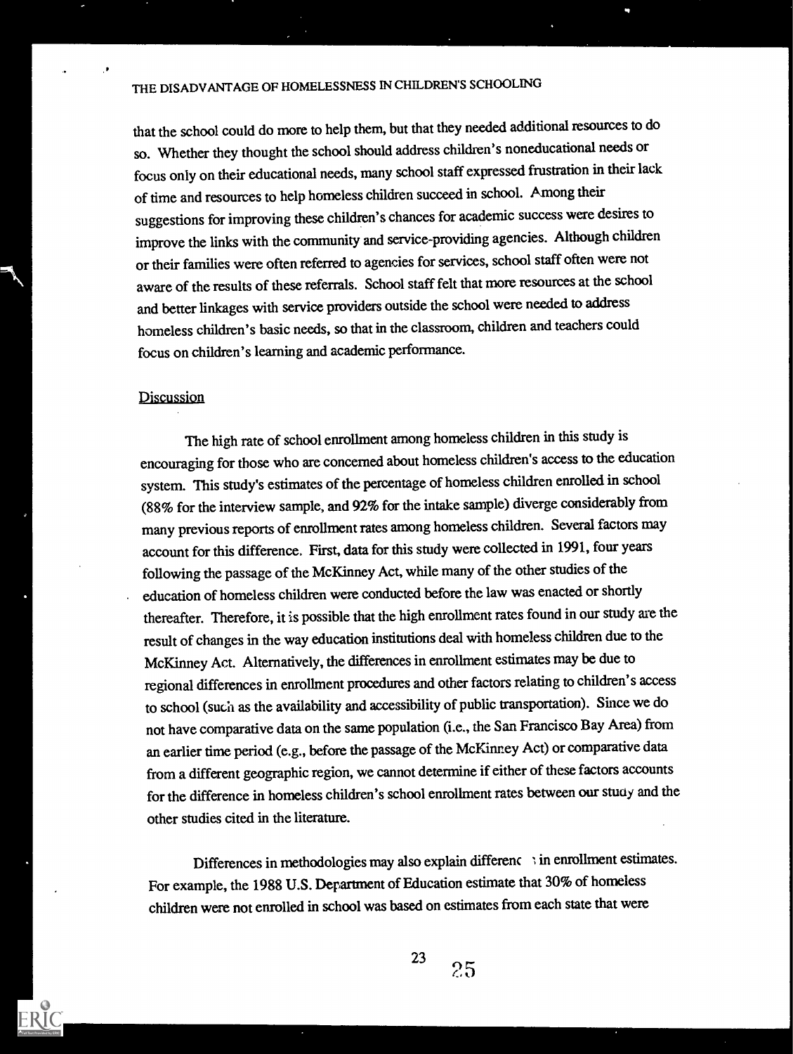that the school could do more to help them, but that they needed additional resources to do so. Whether they thought the school should address children's noneducational needs or focus only on their educational needs, many school staff expressed frustration in their lack of time and resources to help homeless children succeed in school. Among their suggestions for improving these children's chances for academic success were desires to improve the links with the community and service-providing agencies. Although children or their families were often referred to agencies for services, school staff often were not aware of the results of these referrals. School staff felt that more resources at the school and better linkages with service providers outside the school were needed to address homeless children's basic needs, so that in the classroom, children and teachers could focus on children's learning and academic performance.

## Discussion

The high rate of school enrollment among homeless children in this study is encouraging for those who are concerned about homeless children's access to the education system. This study's estimates of the percentage of homeless children enrolled in school (88% for the interview sample, and 92% for the intake sample) diverge considerably from many previous reports of enrollment rates among homeless children. Several factors may account for this difference. First, data for this study were collected in 1991, four years following the passage of the McKinney Act, while many of the other studies of the education of homeless children were conducted before the law was enacted or shortly thereafter. Therefore, it is possible that the high enrollment rates found in our study are the result of changes in the way education institutions deal with homeless children due to the McKinney Act. Alternatively, the differences in enrollment estimates may be due to regional differences in enrollment procedures and other factors relating to children's access to school (such as the availability and accessibility of public transportation). Since we do not have comparative data on the same population (i.e., the San Francisco Bay Area) from an earlier time period (e.g., before the passage of the McKinney Act) or comparative data from a different geographic region, we cannot determine if either of these factors accounts for the difference in homeless children's school enrollment rates between our study and the other studies cited in the literature.

Differences in methodologies may also explain differences in enrollment estimates. For example, the 1988 U.S. Department of Education estimate that 30% of homeless children were not enrolled in school was based on estimates from each state that were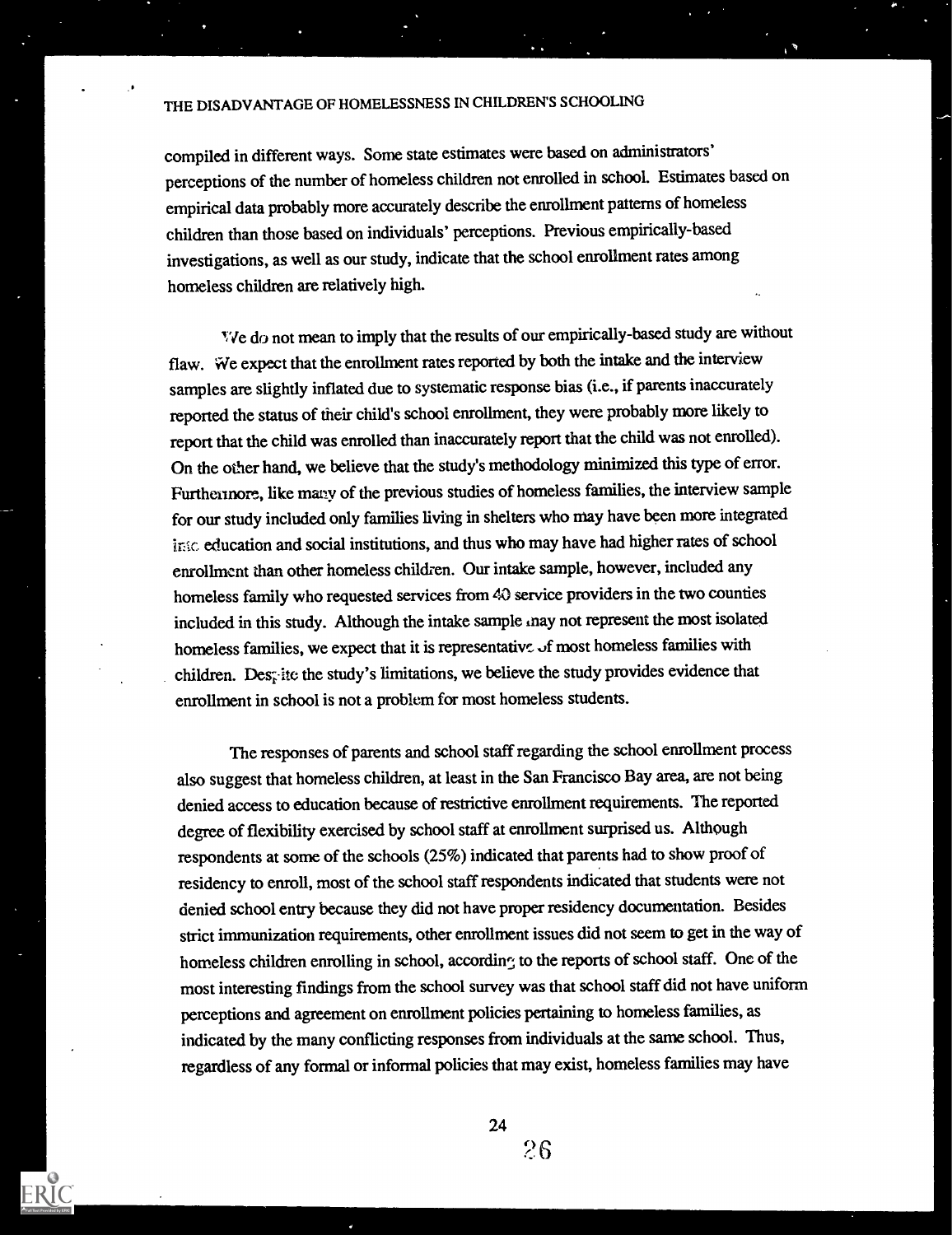compiled in different ways. Some state estimates were based on administrators' perceptions of the number of homeless children not enrolled in school. Estimates based on empirical data probably more accurately describe the enrollment patterns of homeless children than those based on individuals' perceptions. Previous empirically-based investigations, as well as our study, indicate that the school enrollment rates among homeless children are relatively high.

We do not mean to imply that the results of our empirically-based study are without flaw. We expect that the enrollment rates reported by both the intake and the interview samples are slightly inflated due to systematic response bias (i.e., if parents inaccurately reported the status of their child's school enrollment, they were probably more likely to report that the child was enrolled than inaccurately report that the child was not enrolled). On the other hand, we believe that the study's methodology minimized this type of error. Furthermore, like many of the previous studies of homeless families, the interview sample for our study included only families living in shelters who may have been more integrated into education and social institutions, and thus who may have had higher rates of school enrollment than other homeless children. Our intake sample, however, included any homeless family who requested services from 40 service providers in the two counties included in this study. Although the intake sample may not represent the most isolated homeless families, we expect that it is representative of most homeless families with children. Despite the study's limitations, we believe the study provides evidence that enrollment in school is not a problem for most homeless students.

The responses of parents and school staff regarding the school enrollment process also suggest that homeless children, at least in the San Francisco Bay area, are not being denied access to education because of restrictive enrollment requirements. The reported degree of flexibility exercised by school staff at enrollment surprised us. Although respondents at some of the schools (25%) indicated that parents had to show proof of residency to enroll, most of the school staff respondents indicated that students were not denied school entry because they did not have proper residency documentation. Besides strict immunization requirements, other enrollment issues did not seem to get in the way of homeless children enrolling in school, according to the reports of school staff. One of the most interesting findings from the school survey was that school staff did not have uniform perceptions and agreement on enrollment policies pertaining to homeless families, as indicated by the many conflicting responses from individuals at the same school. Thus, regardless of any formal or informal policies that may exist, homeless families may have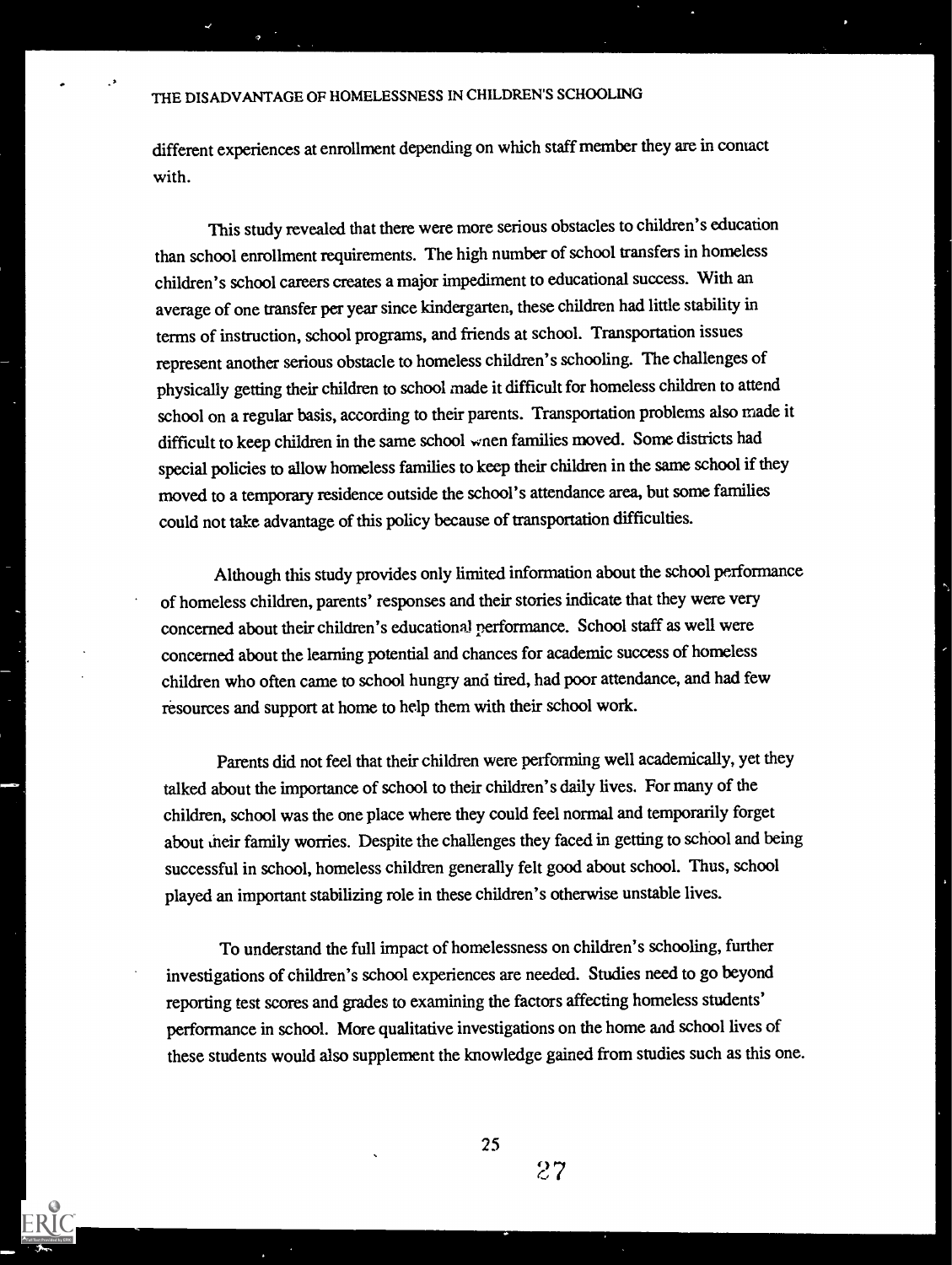different experiences at enrollment depending on which staff member they are in contact with.

This study revealed that there were more serious obstacles to children's education than school enrollment requirements. The high number of school transfers in homeless children's school careers creates a major impediment to educational success. With an average of one transfer per year since kindergarten, these children had little stability in terms of instruction, school programs, and friends at school. Transportation issues represent another serious obstacle to homeless children's schooling. The challenges of physically getting their children to school made it difficult for homeless children to attend school on a regular basis, according to their parents. Transportation problems also made it difficult to keep children in the same school when families moved. Some districts had special policies to allow homeless families to keep their children in the same school if they moved to a temporary residence outside the school's attendance area, but some families could not take advantage of this policy because of transportation difficulties.

Although this study provides only limited information about the school performance of homeless children, parents' responses and their stories indicate that they were very concerned about their children's educational performance. School staff as well were concerned about the learning potential and chances for academic success of homeless children who often came to school hungry and tired, had poor attendance, and had few resources and support at home to help them with their school work.

Parents did not feel that their children were performing well academically, yet they talked about the importance of school to their children's daily lives. For many of the children, school was the one place where they could feel normal and temporarily forget about their family worries. Despite the challenges they faced in getting to school and being successful in school, homeless children generally felt good about school. Thus, school played an important stabilizing role in these children's otherwise unstable lives.

To understand the full impact of homelessness on children's schooling, further investigations of children's school experiences are needed. Studies need to go beyond reporting test scores and grades to examining the factors affecting homeless students' performance in school. More qualitative investigations on the home and school lives of these students would also supplement the knowledge gained from studies such as this one.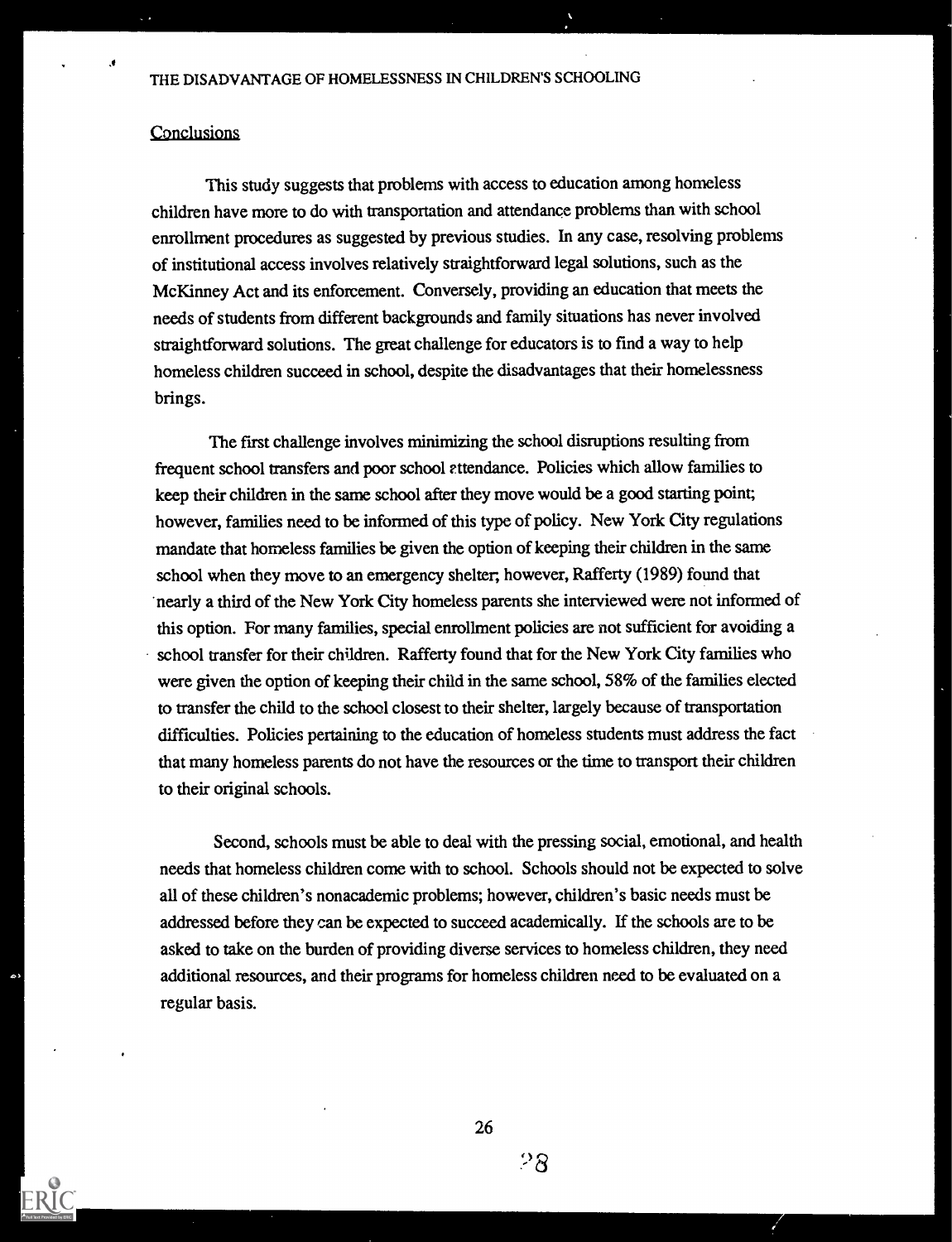## Conclusions

This study suggests that problems with access to education among homeless children have more to do with transportation and attendance problems than with school enrollment procedures as suggested by previous studies. In any case, resolving problems of institutional access involves relatively straightforward legal solutions, such as the McKinney Act and its enforcement. Conversely, providing an education that meets the needs of students from different backgrounds and family situations has never involved straightforward solutions. The great challenge for educators is to find a way to help homeless children succeed in school, despite the disadvantages that their homelessness brings.

The first challenge involves minimizing the school disruptions resulting from frequent school transfers and poor school attendance. Policies which allow families to keep their children in the same school after they move would be a good starting point; however, families need to be informed of this type of policy. New York City regulations mandate that homeless families be given the option of keeping their children in the same school when they move to an emergency shelter; however, Rafferty (1989) found that nearly a third of the New York City homeless parents she interviewed were not informed of this option. For many families, special enrollment policies are not sufficient for avoiding a school transfer for their children. Rafferty found that for the New York City families who were given the option of keeping their child in the same school, 58% of the families elected to transfer the child to the school closest to their shelter, largely because of transportation difficulties. Policies pertaining to the education of homeless students must address the fact that many homeless parents do not have the resources or the time to transport their children to their original schools.

Second, schools must be able to deal with the pressing social, emotional, and health needs that homeless children come with to school. Schools should not be expected to solve all of these children's nonacademic problems; however, children's basic needs must be addressed before they can be expected to succeed academically. If the schools are to be asked to take on the burden of providing diverse services to homeless children, they need additional resources, and their programs for homeless children need to be evaluated on a regular basis.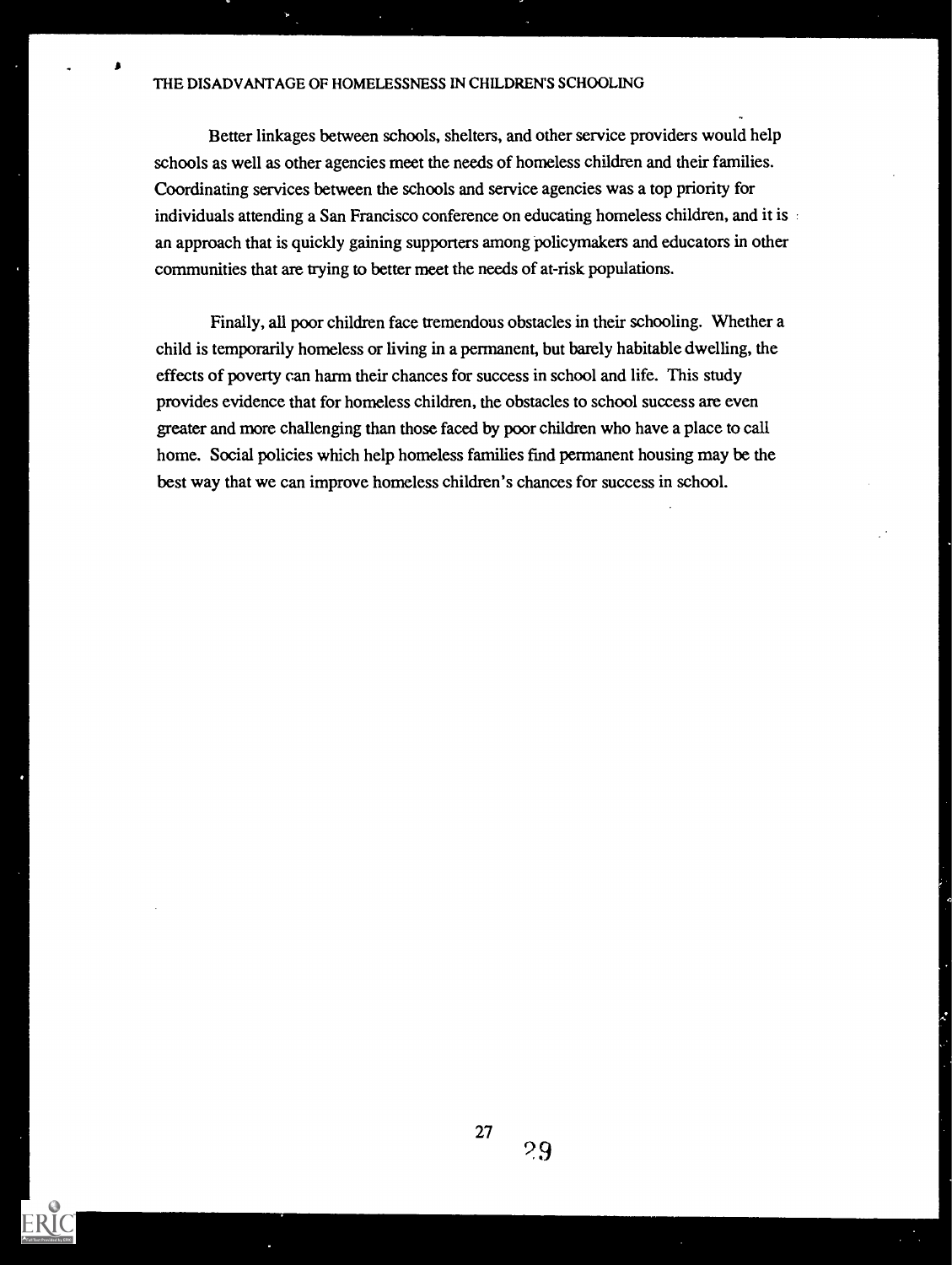Better linkages between schools, shelters, and other service providers would help schools as well as other agencies meet the needs of homeless children and their families. Coordinating services between the schools and service agencies was a top priority for individuals attending a San Francisco conference on educating homeless children, and it is an approach that is quickly gaining supporters among policymakers and educators in other communities that are trying to better meet the needs of at-risk populations.

Finally, all poor children face tremendous obstacles in their schooling. Whether a child is temporarily homeless or living in a permanent, but barely habitable dwelling, the effects of poverty can harm their chances for success in school and life. This study provides evidence that for homeless children, the obstacles to school success are even greater and more challenging than those faced by poor children who have a place to call home. Social policies which help homeless families find permanent housing may be the best way that we can improve homeless children's chances for success in school.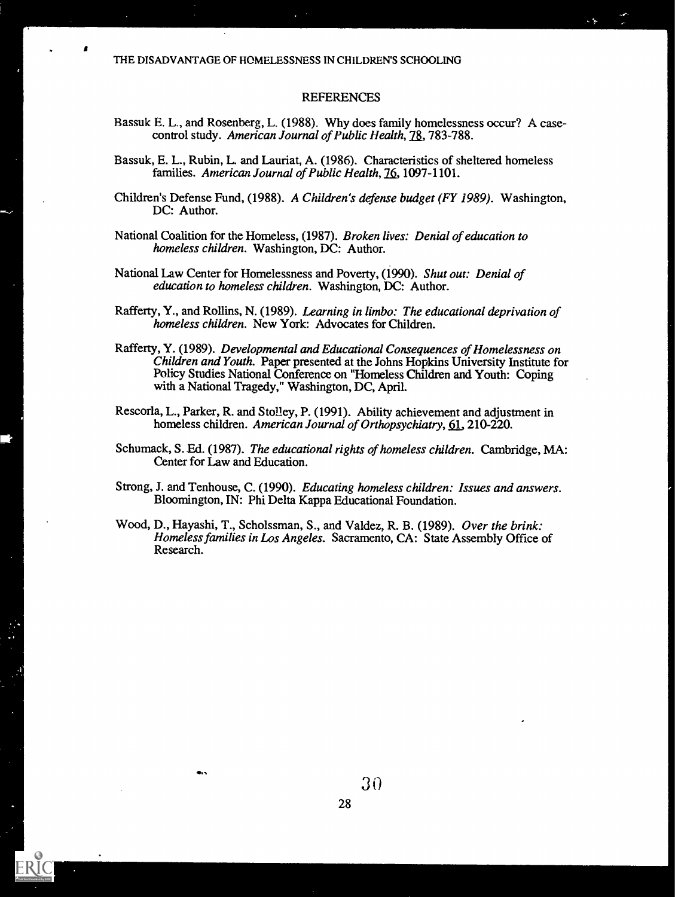# REFERENCES

Bassuk E. L., and Rosenberg, L. (1988). Why does family homelessness occur? A case-control study. *American Journal of Public Health*, 78, 783-788.

Bassuk, E. L., Rubin, L. and Lauriat, A. (1986). Characteristics of sheltered homeless families. *American Journal of Public Health*, 76, 1097-1101.

Children's Defense Fund, (1988). *A Children's defense budget (FY 1989)*. Washington, DC: Author.

National Coalition for the Homeless, (1987). *Broken lives: Denial of education to homeless children*. Washington, DC: Author.

National Law Center for Homelessness and Poverty, (1990). *Shut out: Denial of education to homeless children*. Washington, DC: Author.

Rafferty, Y., and Rollins, N. (1989). *Learning in limbo: The educational deprivation of homeless children*. New York: Advocates for Children.

Rafferty, Y. (1989). *Developmental and Educational Consequences of Homelessness on Children and Youth*. Paper presented at the Johns Hopkins University Institute for Policy Studies National Conference on "Homeless Children and Youth: Coping with a National Tragedy," Washington, DC, April.

Rescorla, L., Parker, R. and Stolley, P. (1991). Ability achievement and adjustment in homeless children. *American Journal of Orthopsychiatry*, 61, 210-220.

Schumack, S. Ed. (1987). *The educational rights of homeless children*. Cambridge, MA: Center for Law and Education.

Strong, J. and Tenhouse, C. (1990). *Educating homeless children: Issues and answers*. Bloomington, IN: Phi Delta Kappa Educational Foundation.

Wood, D., Hayashi, T., Scholssman, S., and Valdez, R. B. (1989). *Over the brink: Homeless families in Los Angeles*. Sacramento, CA: State Assembly Office of Research.